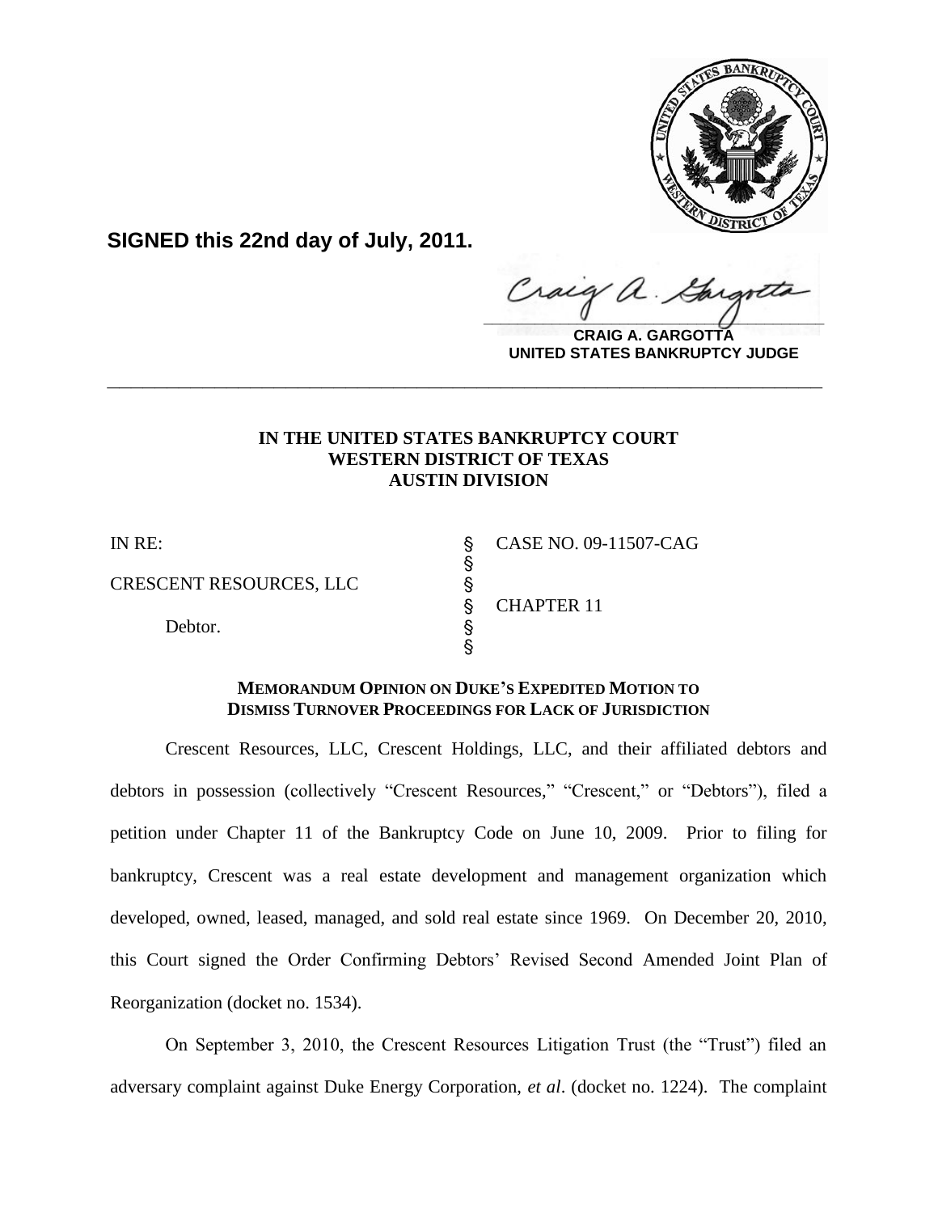**SIGNED this 22nd day of July, 2011.**

**CRAIG A. GARGOTTA**
**UNITED STATES BANKRUPTCY JUDGE**

---

**IN THE UNITED STATES BANKRUPTCY COURT**
**WESTERN DISTRICT OF TEXAS**
**AUSTIN DIVISION**

| | | |
|---|---|---|
| IN RE: | § | CASE NO. 09-11507-CAG |
| | § | |
| CRESCENT RESOURCES, LLC | § | |
| | § | CHAPTER 11 |
| Debtor. | § | |
| | § | |

**MEMORANDUM OPINION ON DUKE'S EXPEDITED MOTION TO DISMISS TURNOVER PROCEEDINGS FOR LACK OF JURISDICTION**

Crescent Resources, LLC, Crescent Holdings, LLC, and their affiliated debtors and debtors in possession (collectively "Crescent Resources," "Crescent," or "Debtors"), filed a petition under Chapter 11 of the Bankruptcy Code on June 10, 2009. Prior to filing for bankruptcy, Crescent was a real estate development and management organization which developed, owned, leased, managed, and sold real estate since 1969. On December 20, 2010, this Court signed the Order Confirming Debtors' Revised Second Amended Joint Plan of Reorganization (docket no. 1534).

On September 3, 2010, the Crescent Resources Litigation Trust (the "Trust") filed an adversary complaint against Duke Energy Corporation, *et al*. (docket no. 1224). The complaint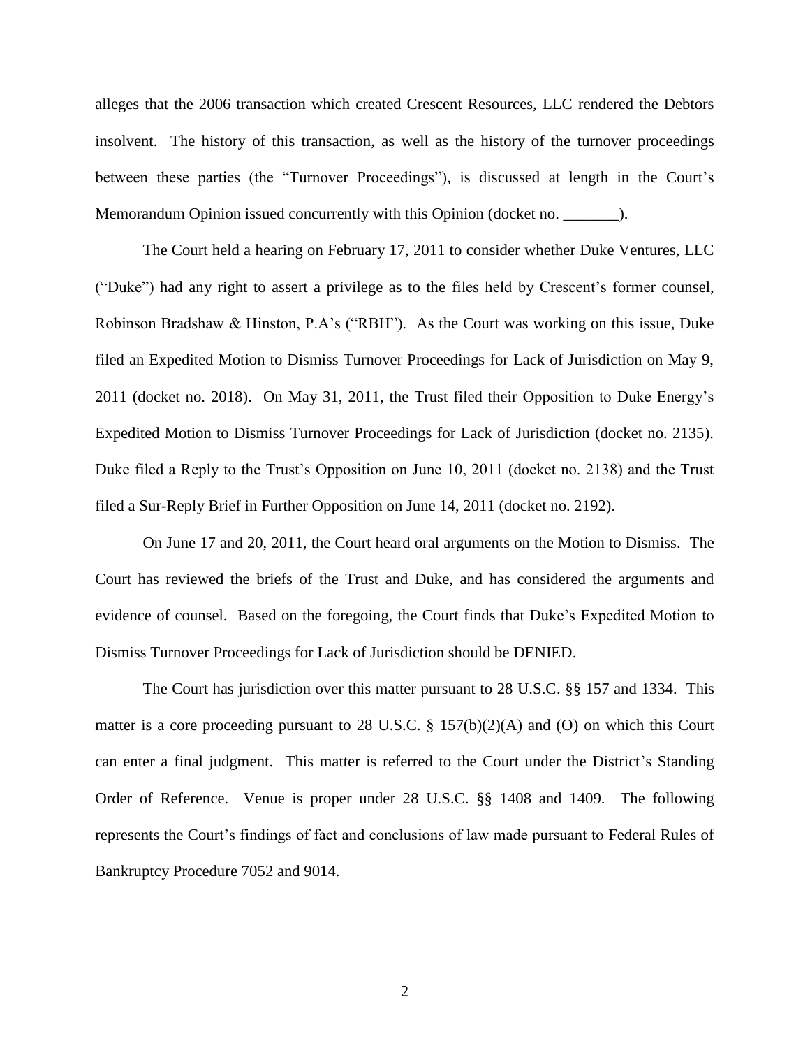alleges that the 2006 transaction which created Crescent Resources, LLC rendered the Debtors insolvent. The history of this transaction, as well as the history of the turnover proceedings between these parties (the "Turnover Proceedings"), is discussed at length in the Court's Memorandum Opinion issued concurrently with this Opinion (docket no. _______).

The Court held a hearing on February 17, 2011 to consider whether Duke Ventures, LLC ("Duke") had any right to assert a privilege as to the files held by Crescent's former counsel, Robinson Bradshaw & Hinston, P.A's ("RBH"). As the Court was working on this issue, Duke filed an Expedited Motion to Dismiss Turnover Proceedings for Lack of Jurisdiction on May 9, 2011 (docket no. 2018). On May 31, 2011, the Trust filed their Opposition to Duke Energy's Expedited Motion to Dismiss Turnover Proceedings for Lack of Jurisdiction (docket no. 2135). Duke filed a Reply to the Trust's Opposition on June 10, 2011 (docket no. 2138) and the Trust filed a Sur-Reply Brief in Further Opposition on June 14, 2011 (docket no. 2192).

On June 17 and 20, 2011, the Court heard oral arguments on the Motion to Dismiss. The Court has reviewed the briefs of the Trust and Duke, and has considered the arguments and evidence of counsel. Based on the foregoing, the Court finds that Duke's Expedited Motion to Dismiss Turnover Proceedings for Lack of Jurisdiction should be DENIED.

The Court has jurisdiction over this matter pursuant to 28 U.S.C. §§ 157 and 1334. This matter is a core proceeding pursuant to 28 U.S.C. § 157(b)(2)(A) and (O) on which this Court can enter a final judgment. This matter is referred to the Court under the District's Standing Order of Reference. Venue is proper under 28 U.S.C. §§ 1408 and 1409. The following represents the Court's findings of fact and conclusions of law made pursuant to Federal Rules of Bankruptcy Procedure 7052 and 9014.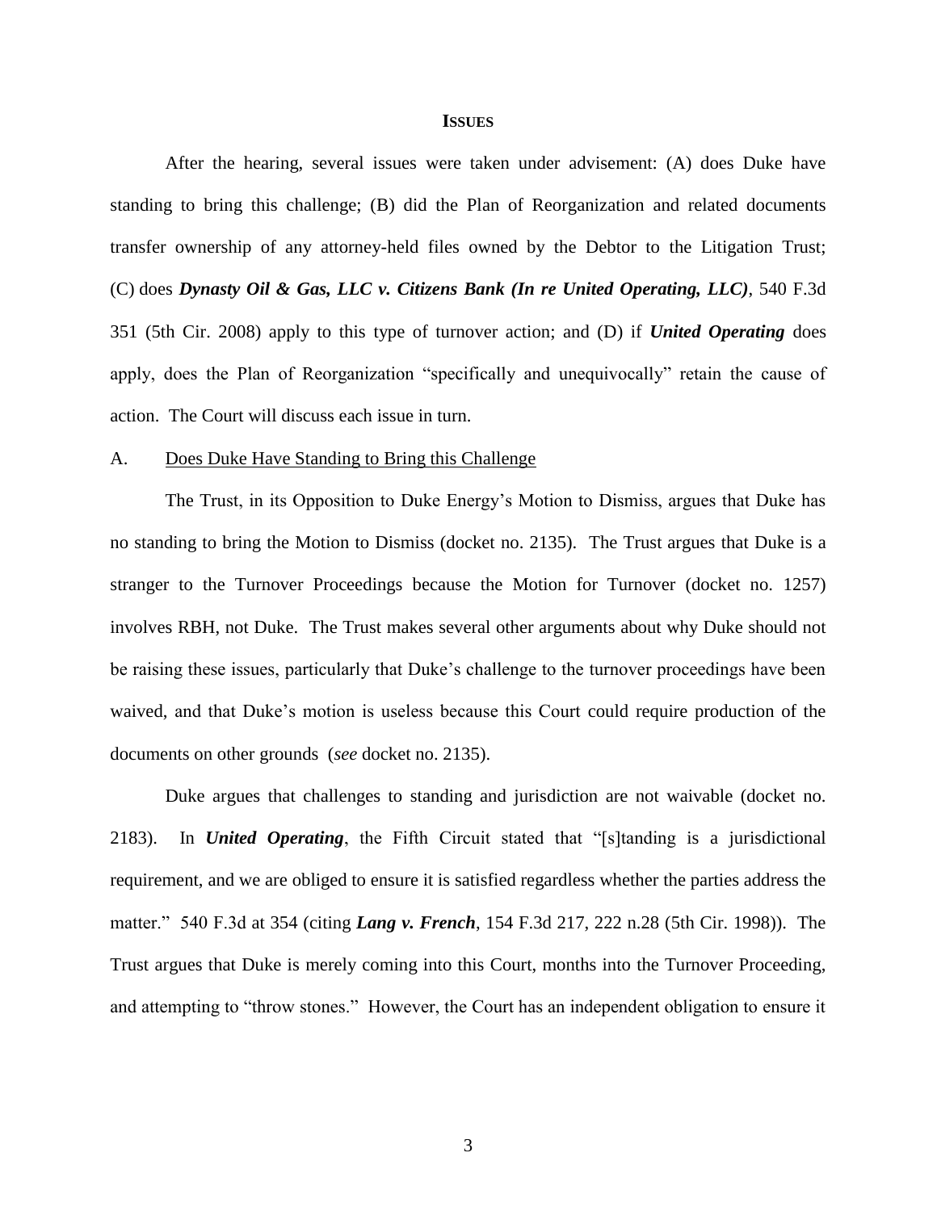## ISSUES

After the hearing, several issues were taken under advisement: (A) does Duke have standing to bring this challenge; (B) did the Plan of Reorganization and related documents transfer ownership of any attorney-held files owned by the Debtor to the Litigation Trust; (C) does ***Dynasty Oil & Gas, LLC v. Citizens Bank (In re United Operating, LLC)***, 540 F.3d 351 (5th Cir. 2008) apply to this type of turnover action; and (D) if ***United Operating*** does apply, does the Plan of Reorganization "specifically and unequivocally" retain the cause of action. The Court will discuss each issue in turn.

### A. Does Duke Have Standing to Bring this Challenge

The Trust, in its Opposition to Duke Energy's Motion to Dismiss, argues that Duke has no standing to bring the Motion to Dismiss (docket no. 2135). The Trust argues that Duke is a stranger to the Turnover Proceedings because the Motion for Turnover (docket no. 1257) involves RBH, not Duke. The Trust makes several other arguments about why Duke should not be raising these issues, particularly that Duke's challenge to the turnover proceedings have been waived, and that Duke's motion is useless because this Court could require production of the documents on other grounds (*see* docket no. 2135).

Duke argues that challenges to standing and jurisdiction are not waivable (docket no. 2183). In ***United Operating***, the Fifth Circuit stated that "[s]tanding is a jurisdictional requirement, and we are obliged to ensure it is satisfied regardless whether the parties address the matter." 540 F.3d at 354 (citing ***Lang v. French***, 154 F.3d 217, 222 n.28 (5th Cir. 1998)). The Trust argues that Duke is merely coming into this Court, months into the Turnover Proceeding, and attempting to "throw stones." However, the Court has an independent obligation to ensure it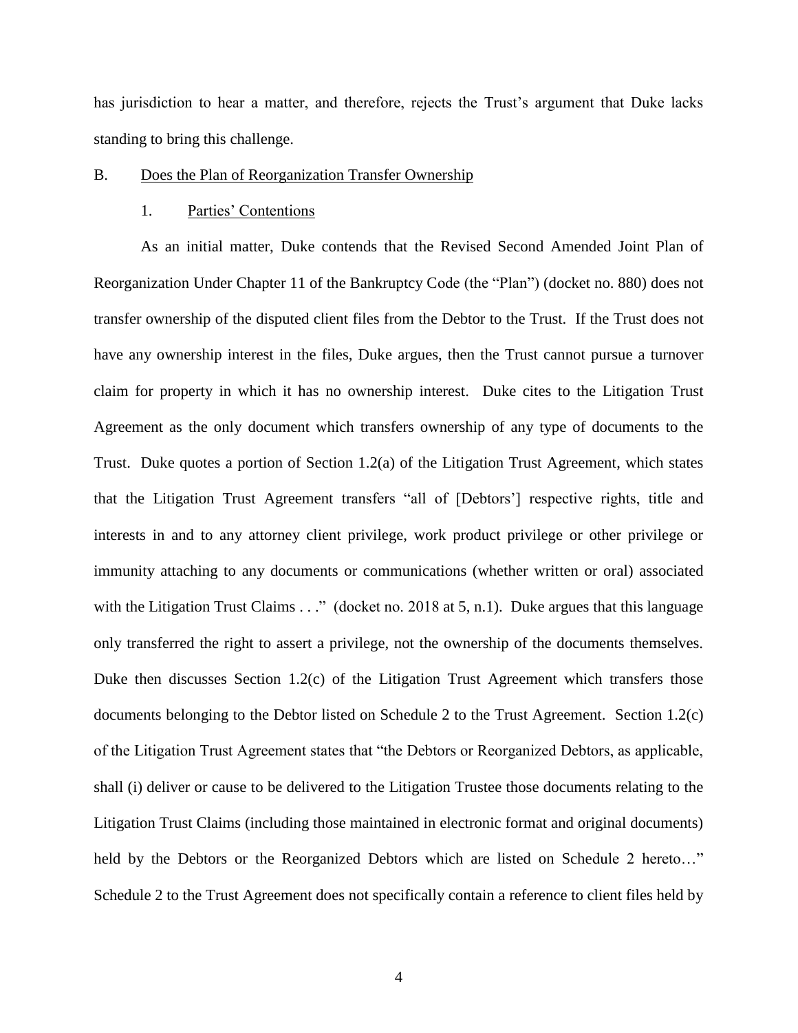has jurisdiction to hear a matter, and therefore, rejects the Trust's argument that Duke lacks standing to bring this challenge.

B. Does the Plan of Reorganization Transfer Ownership

1. Parties' Contentions

As an initial matter, Duke contends that the Revised Second Amended Joint Plan of Reorganization Under Chapter 11 of the Bankruptcy Code (the "Plan") (docket no. 880) does not transfer ownership of the disputed client files from the Debtor to the Trust. If the Trust does not have any ownership interest in the files, Duke argues, then the Trust cannot pursue a turnover claim for property in which it has no ownership interest. Duke cites to the Litigation Trust Agreement as the only document which transfers ownership of any type of documents to the Trust. Duke quotes a portion of Section 1.2(a) of the Litigation Trust Agreement, which states that the Litigation Trust Agreement transfers "all of [Debtors'] respective rights, title and interests in and to any attorney client privilege, work product privilege or other privilege or immunity attaching to any documents or communications (whether written or oral) associated with the Litigation Trust Claims . . ." (docket no. 2018 at 5, n.1). Duke argues that this language only transferred the right to assert a privilege, not the ownership of the documents themselves. Duke then discusses Section 1.2(c) of the Litigation Trust Agreement which transfers those documents belonging to the Debtor listed on Schedule 2 to the Trust Agreement. Section 1.2(c) of the Litigation Trust Agreement states that "the Debtors or Reorganized Debtors, as applicable, shall (i) deliver or cause to be delivered to the Litigation Trustee those documents relating to the Litigation Trust Claims (including those maintained in electronic format and original documents) held by the Debtors or the Reorganized Debtors which are listed on Schedule 2 hereto…" Schedule 2 to the Trust Agreement does not specifically contain a reference to client files held by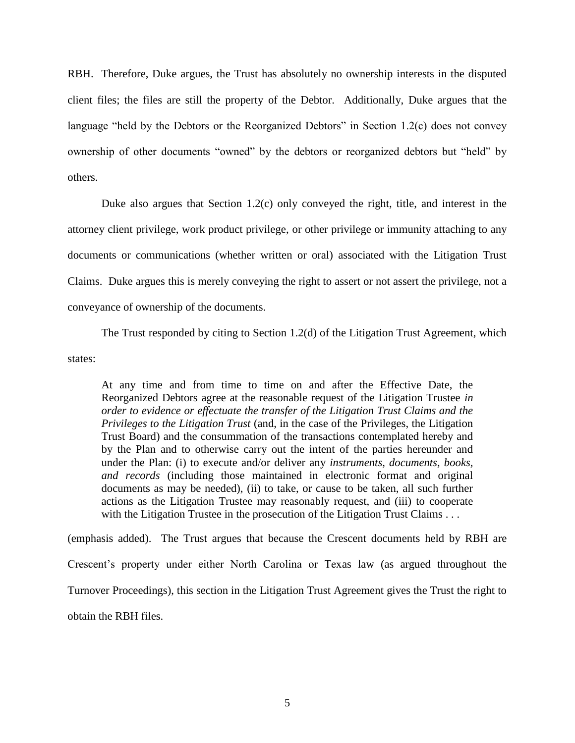RBH. Therefore, Duke argues, the Trust has absolutely no ownership interests in the disputed client files; the files are still the property of the Debtor. Additionally, Duke argues that the language "held by the Debtors or the Reorganized Debtors" in Section 1.2(c) does not convey ownership of other documents "owned" by the debtors or reorganized debtors but "held" by others.

Duke also argues that Section 1.2(c) only conveyed the right, title, and interest in the attorney client privilege, work product privilege, or other privilege or immunity attaching to any documents or communications (whether written or oral) associated with the Litigation Trust Claims. Duke argues this is merely conveying the right to assert or not assert the privilege, not a conveyance of ownership of the documents.

The Trust responded by citing to Section 1.2(d) of the Litigation Trust Agreement, which states:

> At any time and from time to time on and after the Effective Date, the Reorganized Debtors agree at the reasonable request of the Litigation Trustee *in order to evidence or effectuate the transfer of the Litigation Trust Claims and the Privileges to the Litigation Trust* (and, in the case of the Privileges, the Litigation Trust Board) and the consummation of the transactions contemplated hereby and by the Plan and to otherwise carry out the intent of the parties hereunder and under the Plan: (i) to execute and/or deliver any *instruments, documents, books, and records* (including those maintained in electronic format and original documents as may be needed), (ii) to take, or cause to be taken, all such further actions as the Litigation Trustee may reasonably request, and (iii) to cooperate with the Litigation Trustee in the prosecution of the Litigation Trust Claims . . .

(emphasis added). The Trust argues that because the Crescent documents held by RBH are Crescent's property under either North Carolina or Texas law (as argued throughout the Turnover Proceedings), this section in the Litigation Trust Agreement gives the Trust the right to obtain the RBH files.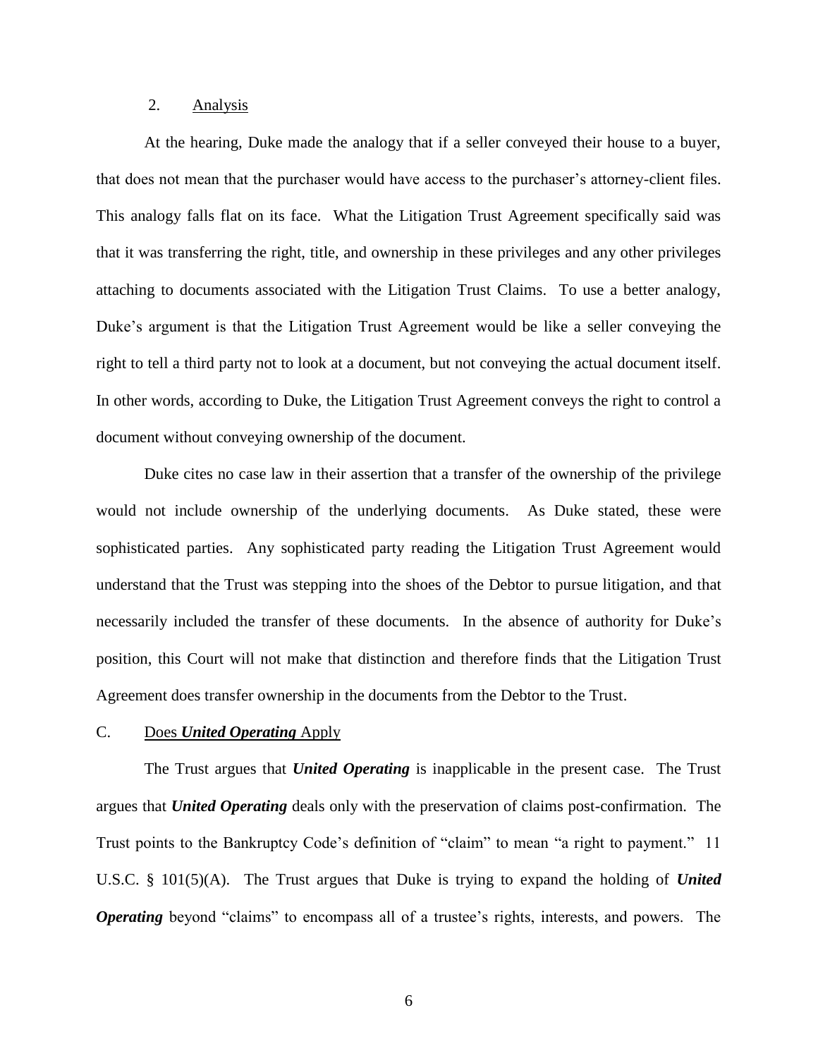### 2. Analysis

At the hearing, Duke made the analogy that if a seller conveyed their house to a buyer, that does not mean that the purchaser would have access to the purchaser's attorney-client files. This analogy falls flat on its face. What the Litigation Trust Agreement specifically said was that it was transferring the right, title, and ownership in these privileges and any other privileges attaching to documents associated with the Litigation Trust Claims. To use a better analogy, Duke's argument is that the Litigation Trust Agreement would be like a seller conveying the right to tell a third party not to look at a document, but not conveying the actual document itself. In other words, according to Duke, the Litigation Trust Agreement conveys the right to control a document without conveying ownership of the document.

Duke cites no case law in their assertion that a transfer of the ownership of the privilege would not include ownership of the underlying documents. As Duke stated, these were sophisticated parties. Any sophisticated party reading the Litigation Trust Agreement would understand that the Trust was stepping into the shoes of the Debtor to pursue litigation, and that necessarily included the transfer of these documents. In the absence of authority for Duke's position, this Court will not make that distinction and therefore finds that the Litigation Trust Agreement does transfer ownership in the documents from the Debtor to the Trust.

## C. Does ***United Operating*** Apply

The Trust argues that ***United Operating*** is inapplicable in the present case. The Trust argues that ***United Operating*** deals only with the preservation of claims post-confirmation. The Trust points to the Bankruptcy Code's definition of "claim" to mean "a right to payment." 11 U.S.C. § 101(5)(A). The Trust argues that Duke is trying to expand the holding of ***United Operating*** beyond "claims" to encompass all of a trustee's rights, interests, and powers. The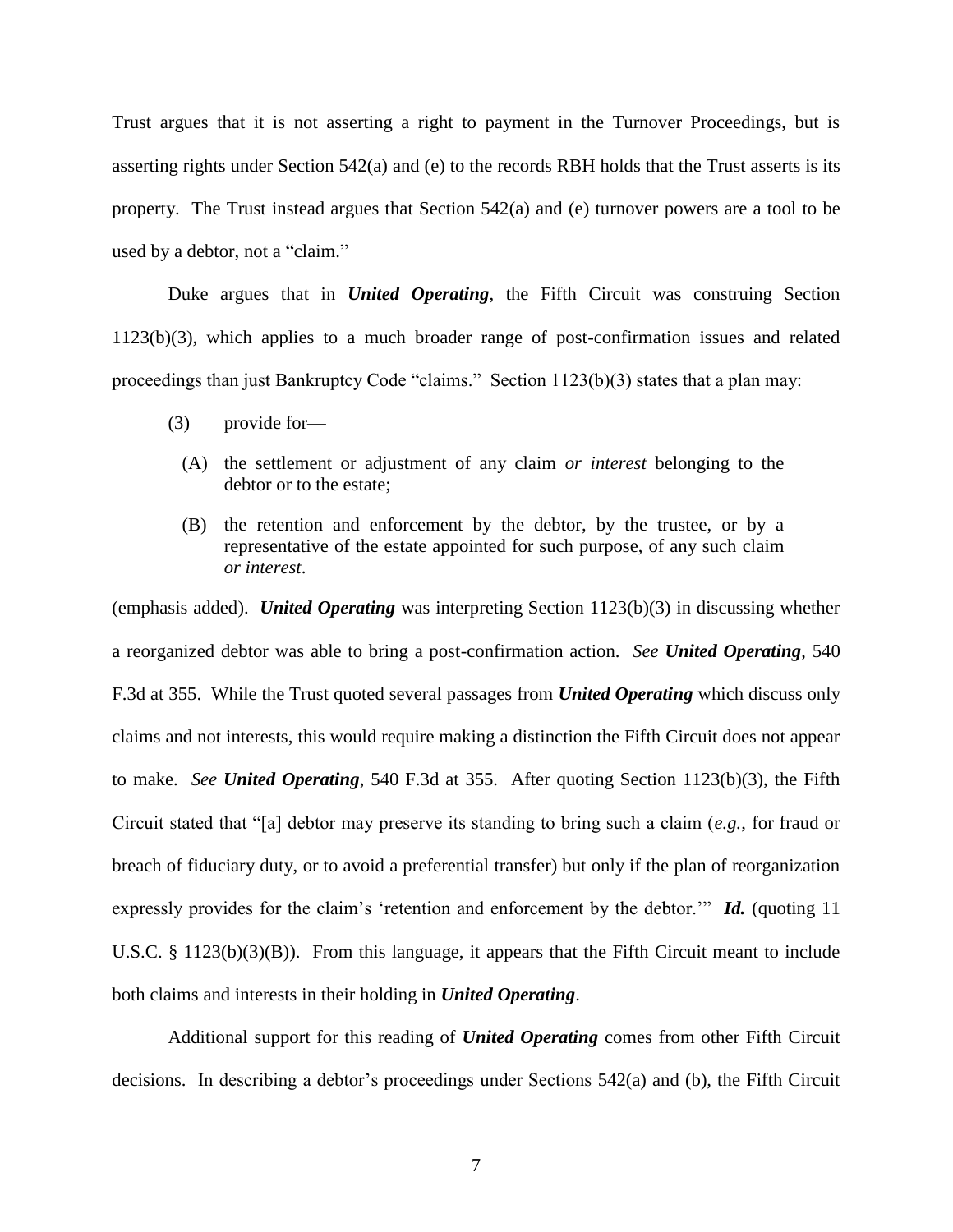Trust argues that it is not asserting a right to payment in the Turnover Proceedings, but is asserting rights under Section 542(a) and (e) to the records RBH holds that the Trust asserts is its property. The Trust instead argues that Section 542(a) and (e) turnover powers are a tool to be used by a debtor, not a "claim."

Duke argues that in ***United Operating***, the Fifth Circuit was construing Section 1123(b)(3), which applies to a much broader range of post-confirmation issues and related proceedings than just Bankruptcy Code "claims." Section 1123(b)(3) states that a plan may:

> (3) provide for—
>
> (A) the settlement or adjustment of any claim *or interest* belonging to the debtor or to the estate;
>
> (B) the retention and enforcement by the debtor, by the trustee, or by a representative of the estate appointed for such purpose, of any such claim *or interest*.

(emphasis added). ***United Operating*** was interpreting Section 1123(b)(3) in discussing whether a reorganized debtor was able to bring a post-confirmation action. *See* ***United Operating***, 540 F.3d at 355. While the Trust quoted several passages from ***United Operating*** which discuss only claims and not interests, this would require making a distinction the Fifth Circuit does not appear to make. *See* ***United Operating***, 540 F.3d at 355. After quoting Section 1123(b)(3), the Fifth Circuit stated that "[a] debtor may preserve its standing to bring such a claim (*e.g.*, for fraud or breach of fiduciary duty, or to avoid a preferential transfer) but only if the plan of reorganization expressly provides for the claim's 'retention and enforcement by the debtor.'" ***Id.*** (quoting 11 U.S.C. § 1123(b)(3)(B)). From this language, it appears that the Fifth Circuit meant to include both claims and interests in their holding in ***United Operating***.

Additional support for this reading of ***United Operating*** comes from other Fifth Circuit decisions. In describing a debtor's proceedings under Sections 542(a) and (b), the Fifth Circuit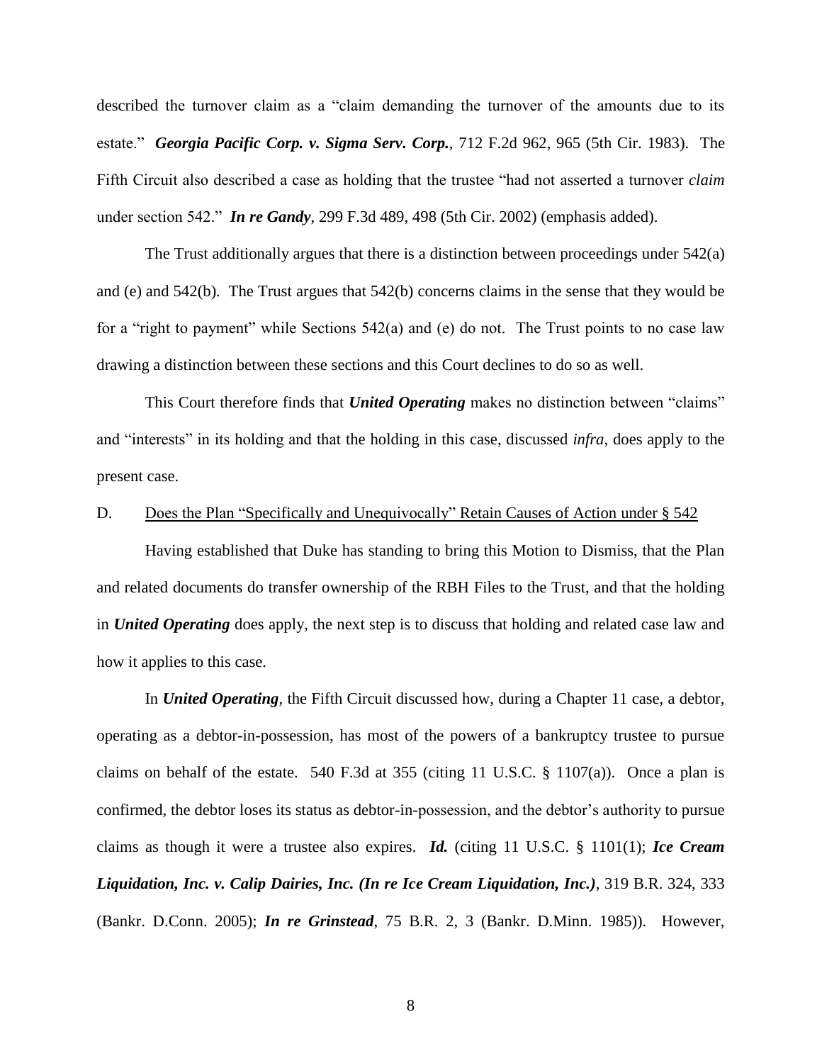described the turnover claim as a "claim demanding the turnover of the amounts due to its estate." ***Georgia Pacific Corp. v. Sigma Serv. Corp.***, 712 F.2d 962, 965 (5th Cir. 1983). The Fifth Circuit also described a case as holding that the trustee "had not asserted a turnover *claim* under section 542." ***In re Gandy***, 299 F.3d 489, 498 (5th Cir. 2002) (emphasis added).

The Trust additionally argues that there is a distinction between proceedings under 542(a) and (e) and 542(b). The Trust argues that 542(b) concerns claims in the sense that they would be for a "right to payment" while Sections 542(a) and (e) do not. The Trust points to no case law drawing a distinction between these sections and this Court declines to do so as well.

This Court therefore finds that ***United Operating*** makes no distinction between "claims" and "interests" in its holding and that the holding in this case, discussed *infra*, does apply to the present case.

D. Does the Plan "Specifically and Unequivocally" Retain Causes of Action under § 542

Having established that Duke has standing to bring this Motion to Dismiss, that the Plan and related documents do transfer ownership of the RBH Files to the Trust, and that the holding in ***United Operating*** does apply, the next step is to discuss that holding and related case law and how it applies to this case.

In ***United Operating***, the Fifth Circuit discussed how, during a Chapter 11 case, a debtor, operating as a debtor-in-possession, has most of the powers of a bankruptcy trustee to pursue claims on behalf of the estate. 540 F.3d at 355 (citing 11 U.S.C. § 1107(a)). Once a plan is confirmed, the debtor loses its status as debtor-in-possession, and the debtor's authority to pursue claims as though it were a trustee also expires. ***Id.*** (citing 11 U.S.C. § 1101(1); ***Ice Cream Liquidation, Inc. v. Calip Dairies, Inc. (In re Ice Cream Liquidation, Inc.)***, 319 B.R. 324, 333 (Bankr. D.Conn. 2005); ***In re Grinstead***, 75 B.R. 2, 3 (Bankr. D.Minn. 1985)). However,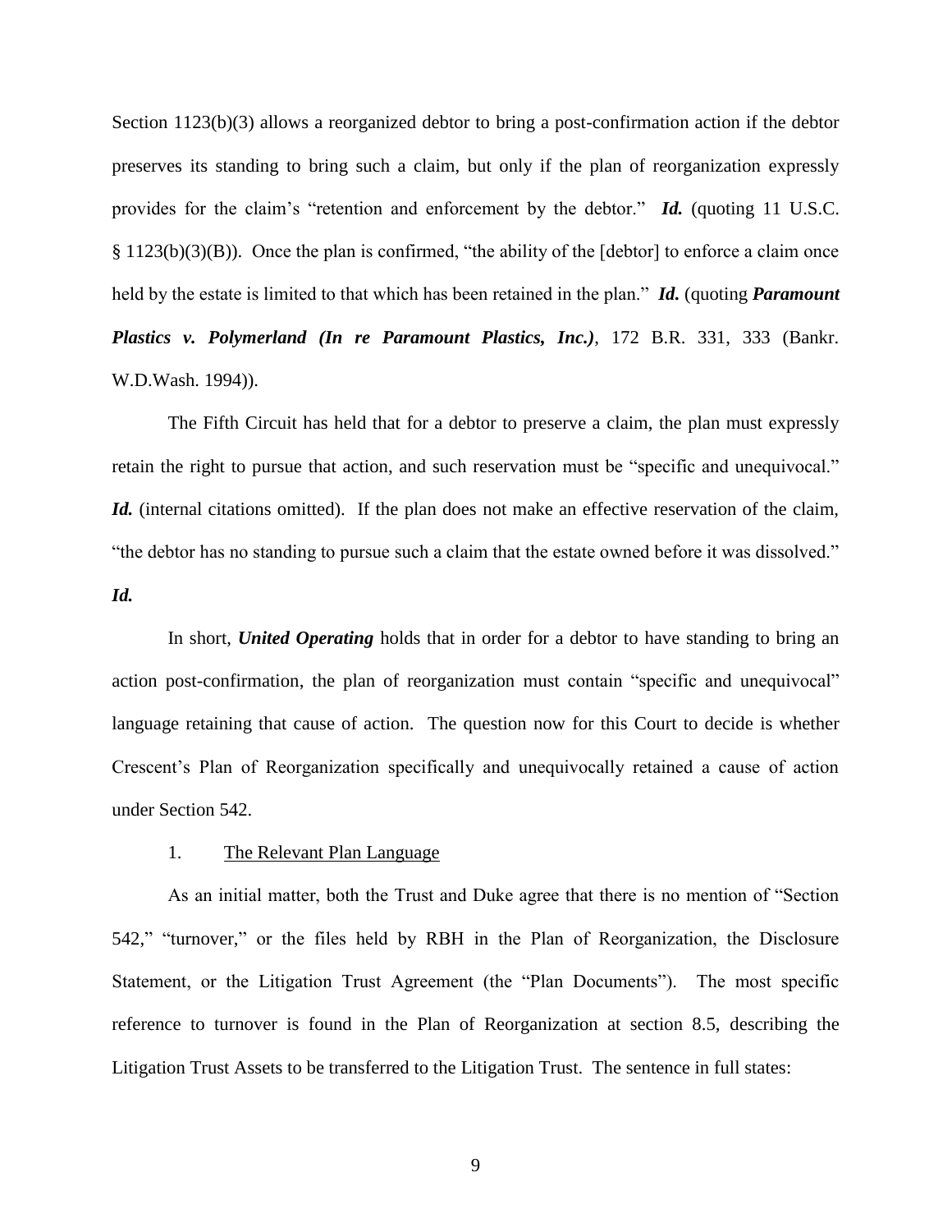Section 1123(b)(3) allows a reorganized debtor to bring a post-confirmation action if the debtor preserves its standing to bring such a claim, but only if the plan of reorganization expressly provides for the claim's "retention and enforcement by the debtor." ***Id.*** (quoting 11 U.S.C. § 1123(b)(3)(B)). Once the plan is confirmed, "the ability of the [debtor] to enforce a claim once held by the estate is limited to that which has been retained in the plan." ***Id.*** (quoting ***Paramount Plastics v. Polymerland (In re Paramount Plastics, Inc.)***, 172 B.R. 331, 333 (Bankr. W.D.Wash. 1994)).

The Fifth Circuit has held that for a debtor to preserve a claim, the plan must expressly retain the right to pursue that action, and such reservation must be "specific and unequivocal." ***Id.*** (internal citations omitted). If the plan does not make an effective reservation of the claim, "the debtor has no standing to pursue such a claim that the estate owned before it was dissolved." ***Id.***

In short, ***United Operating*** holds that in order for a debtor to have standing to bring an action post-confirmation, the plan of reorganization must contain "specific and unequivocal" language retaining that cause of action. The question now for this Court to decide is whether Crescent's Plan of Reorganization specifically and unequivocally retained a cause of action under Section 542.

1. The Relevant Plan Language

As an initial matter, both the Trust and Duke agree that there is no mention of "Section 542," "turnover," or the files held by RBH in the Plan of Reorganization, the Disclosure Statement, or the Litigation Trust Agreement (the "Plan Documents"). The most specific reference to turnover is found in the Plan of Reorganization at section 8.5, describing the Litigation Trust Assets to be transferred to the Litigation Trust. The sentence in full states: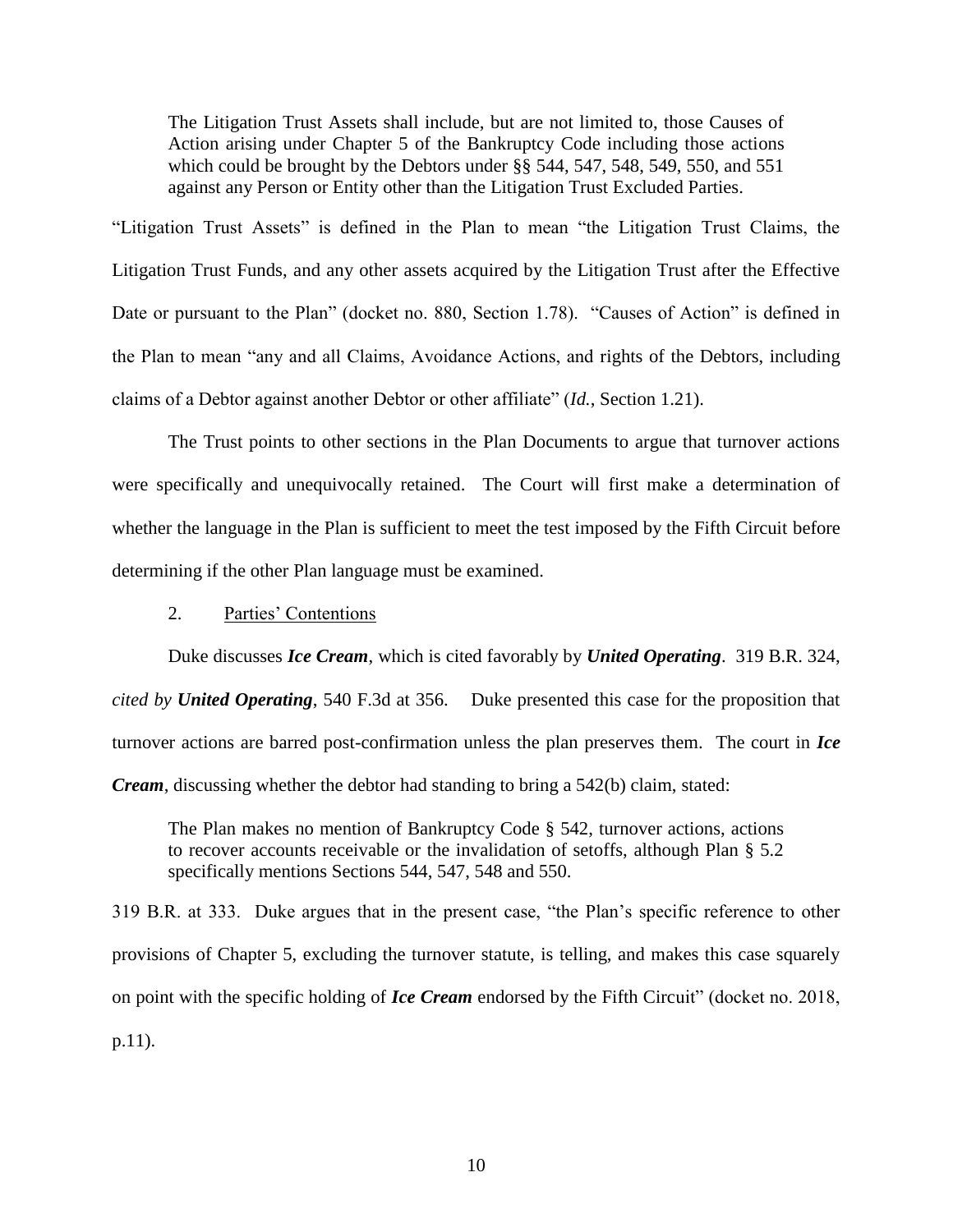> The Litigation Trust Assets shall include, but are not limited to, those Causes of Action arising under Chapter 5 of the Bankruptcy Code including those actions which could be brought by the Debtors under §§ 544, 547, 548, 549, 550, and 551 against any Person or Entity other than the Litigation Trust Excluded Parties.

"Litigation Trust Assets" is defined in the Plan to mean "the Litigation Trust Claims, the Litigation Trust Funds, and any other assets acquired by the Litigation Trust after the Effective Date or pursuant to the Plan" (docket no. 880, Section 1.78). "Causes of Action" is defined in the Plan to mean "any and all Claims, Avoidance Actions, and rights of the Debtors, including claims of a Debtor against another Debtor or other affiliate" (*Id.*, Section 1.21).

The Trust points to other sections in the Plan Documents to argue that turnover actions were specifically and unequivocally retained. The Court will first make a determination of whether the language in the Plan is sufficient to meet the test imposed by the Fifth Circuit before determining if the other Plan language must be examined.

2. Parties' Contentions

Duke discusses ***Ice Cream***, which is cited favorably by ***United Operating***. 319 B.R. 324, *cited by **United Operating***, 540 F.3d at 356. Duke presented this case for the proposition that turnover actions are barred post-confirmation unless the plan preserves them. The court in ***Ice Cream***, discussing whether the debtor had standing to bring a 542(b) claim, stated:

> The Plan makes no mention of Bankruptcy Code § 542, turnover actions, actions to recover accounts receivable or the invalidation of setoffs, although Plan § 5.2 specifically mentions Sections 544, 547, 548 and 550.

319 B.R. at 333. Duke argues that in the present case, "the Plan's specific reference to other provisions of Chapter 5, excluding the turnover statute, is telling, and makes this case squarely on point with the specific holding of ***Ice Cream*** endorsed by the Fifth Circuit" (docket no. 2018, p.11).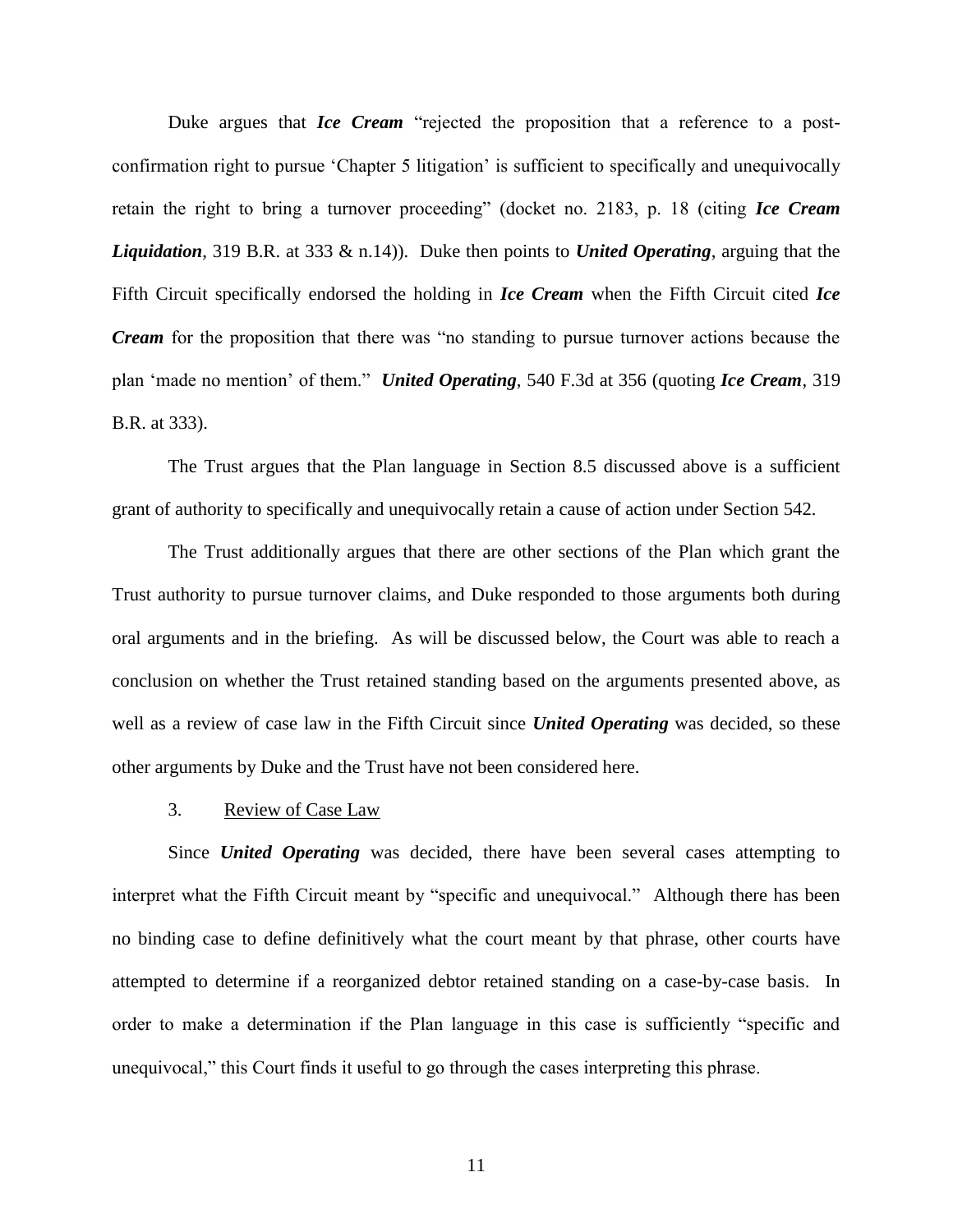Duke argues that ***Ice Cream*** "rejected the proposition that a reference to a post-confirmation right to pursue 'Chapter 5 litigation' is sufficient to specifically and unequivocally retain the right to bring a turnover proceeding" (docket no. 2183, p. 18 (citing ***Ice Cream Liquidation***, 319 B.R. at 333 & n.14)). Duke then points to ***United Operating***, arguing that the Fifth Circuit specifically endorsed the holding in ***Ice Cream*** when the Fifth Circuit cited ***Ice Cream*** for the proposition that there was "no standing to pursue turnover actions because the plan 'made no mention' of them." ***United Operating***, 540 F.3d at 356 (quoting ***Ice Cream***, 319 B.R. at 333).

The Trust argues that the Plan language in Section 8.5 discussed above is a sufficient grant of authority to specifically and unequivocally retain a cause of action under Section 542.

The Trust additionally argues that there are other sections of the Plan which grant the Trust authority to pursue turnover claims, and Duke responded to those arguments both during oral arguments and in the briefing. As will be discussed below, the Court was able to reach a conclusion on whether the Trust retained standing based on the arguments presented above, as well as a review of case law in the Fifth Circuit since ***United Operating*** was decided, so these other arguments by Duke and the Trust have not been considered here.

3. <u>Review of Case Law</u>

Since ***United Operating*** was decided, there have been several cases attempting to interpret what the Fifth Circuit meant by "specific and unequivocal." Although there has been no binding case to define definitively what the court meant by that phrase, other courts have attempted to determine if a reorganized debtor retained standing on a case-by-case basis. In order to make a determination if the Plan language in this case is sufficiently "specific and unequivocal," this Court finds it useful to go through the cases interpreting this phrase.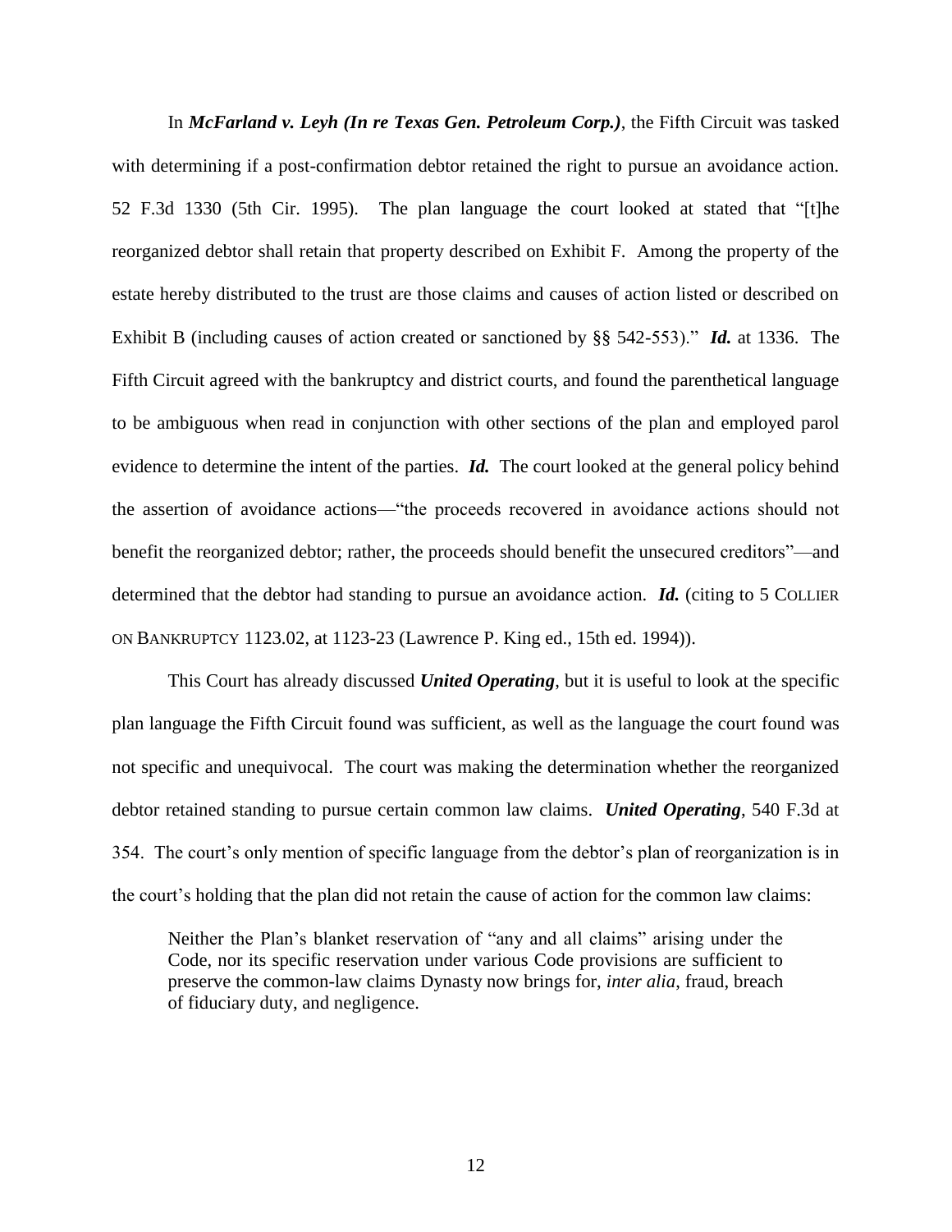In ***McFarland v. Leyh (In re Texas Gen. Petroleum Corp.)***, the Fifth Circuit was tasked with determining if a post-confirmation debtor retained the right to pursue an avoidance action. 52 F.3d 1330 (5th Cir. 1995). The plan language the court looked at stated that "[t]he reorganized debtor shall retain that property described on Exhibit F. Among the property of the estate hereby distributed to the trust are those claims and causes of action listed or described on Exhibit B (including causes of action created or sanctioned by §§ 542-553)." ***Id.*** at 1336. The Fifth Circuit agreed with the bankruptcy and district courts, and found the parenthetical language to be ambiguous when read in conjunction with other sections of the plan and employed parol evidence to determine the intent of the parties. ***Id.*** The court looked at the general policy behind the assertion of avoidance actions—"the proceeds recovered in avoidance actions should not benefit the reorganized debtor; rather, the proceeds should benefit the unsecured creditors"—and determined that the debtor had standing to pursue an avoidance action. ***Id.*** (citing to 5 COLLIER ON BANKRUPTCY 1123.02, at 1123-23 (Lawrence P. King ed., 15th ed. 1994)).

This Court has already discussed ***United Operating***, but it is useful to look at the specific plan language the Fifth Circuit found was sufficient, as well as the language the court found was not specific and unequivocal. The court was making the determination whether the reorganized debtor retained standing to pursue certain common law claims. ***United Operating***, 540 F.3d at 354. The court's only mention of specific language from the debtor's plan of reorganization is in the court's holding that the plan did not retain the cause of action for the common law claims:

> Neither the Plan's blanket reservation of "any and all claims" arising under the Code, nor its specific reservation under various Code provisions are sufficient to preserve the common-law claims Dynasty now brings for, *inter alia*, fraud, breach of fiduciary duty, and negligence.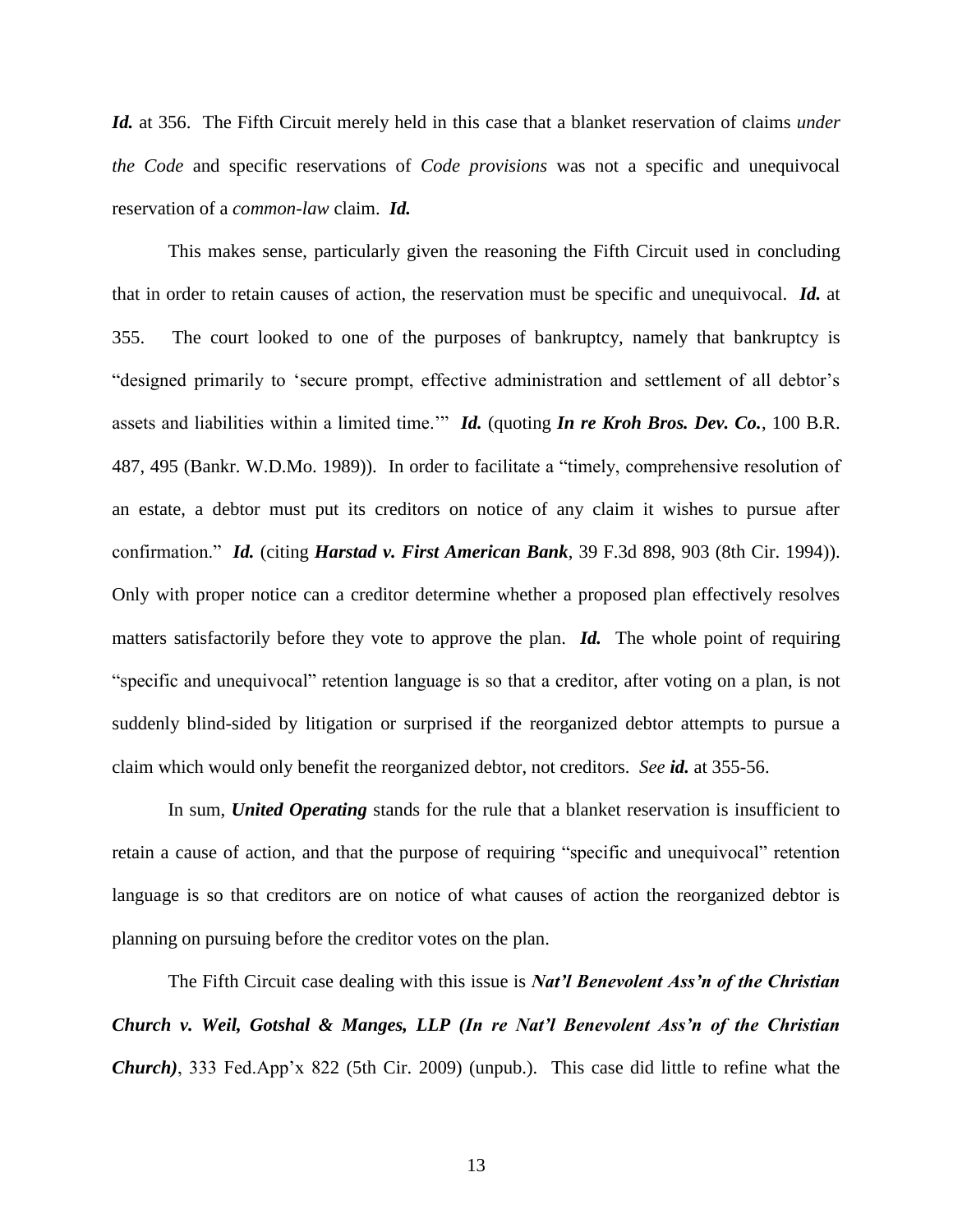***Id.*** at 356. The Fifth Circuit merely held in this case that a blanket reservation of claims *under the Code* and specific reservations of *Code provisions* was not a specific and unequivocal reservation of a *common-law* claim. ***Id.***

This makes sense, particularly given the reasoning the Fifth Circuit used in concluding that in order to retain causes of action, the reservation must be specific and unequivocal. ***Id.*** at 355. The court looked to one of the purposes of bankruptcy, namely that bankruptcy is "designed primarily to 'secure prompt, effective administration and settlement of all debtor's assets and liabilities within a limited time.'" ***Id.*** (quoting ***In re Kroh Bros. Dev. Co.***, 100 B.R. 487, 495 (Bankr. W.D.Mo. 1989)). In order to facilitate a "timely, comprehensive resolution of an estate, a debtor must put its creditors on notice of any claim it wishes to pursue after confirmation." ***Id.*** (citing ***Harstad v. First American Bank***, 39 F.3d 898, 903 (8th Cir. 1994)). Only with proper notice can a creditor determine whether a proposed plan effectively resolves matters satisfactorily before they vote to approve the plan. ***Id.*** The whole point of requiring "specific and unequivocal" retention language is so that a creditor, after voting on a plan, is not suddenly blind-sided by litigation or surprised if the reorganized debtor attempts to pursue a claim which would only benefit the reorganized debtor, not creditors. *See* ***id.*** at 355-56.

In sum, ***United Operating*** stands for the rule that a blanket reservation is insufficient to retain a cause of action, and that the purpose of requiring "specific and unequivocal" retention language is so that creditors are on notice of what causes of action the reorganized debtor is planning on pursuing before the creditor votes on the plan.

The Fifth Circuit case dealing with this issue is ***Nat'l Benevolent Ass'n of the Christian Church v. Weil, Gotshal & Manges, LLP (In re Nat'l Benevolent Ass'n of the Christian Church)***, 333 Fed.App'x 822 (5th Cir. 2009) (unpub.). This case did little to refine what the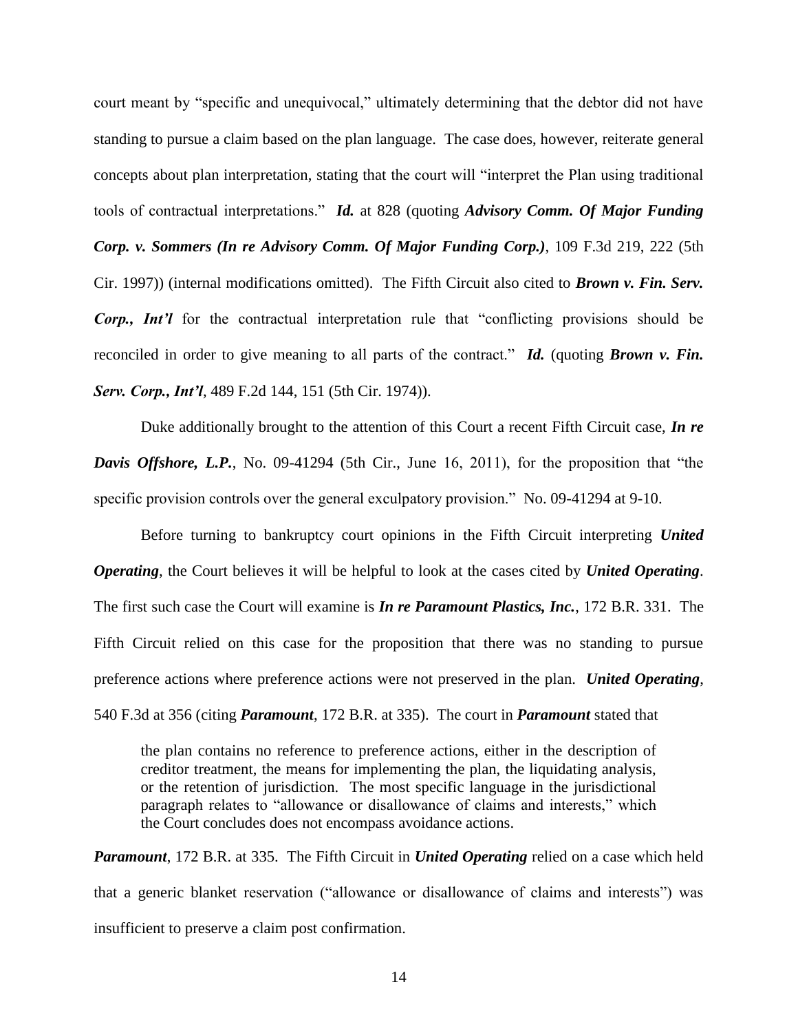court meant by "specific and unequivocal," ultimately determining that the debtor did not have standing to pursue a claim based on the plan language. The case does, however, reiterate general concepts about plan interpretation, stating that the court will "interpret the Plan using traditional tools of contractual interpretations." ***Id.*** at 828 (quoting ***Advisory Comm. Of Major Funding Corp. v. Sommers (In re Advisory Comm. Of Major Funding Corp.)***, 109 F.3d 219, 222 (5th Cir. 1997)) (internal modifications omitted). The Fifth Circuit also cited to ***Brown v. Fin. Serv. Corp., Int'l*** for the contractual interpretation rule that "conflicting provisions should be reconciled in order to give meaning to all parts of the contract." ***Id.*** (quoting ***Brown v. Fin. Serv. Corp., Int'l***, 489 F.2d 144, 151 (5th Cir. 1974)).

Duke additionally brought to the attention of this Court a recent Fifth Circuit case, ***In re Davis Offshore, L.P.***, No. 09-41294 (5th Cir., June 16, 2011), for the proposition that "the specific provision controls over the general exculpatory provision." No. 09-41294 at 9-10.

Before turning to bankruptcy court opinions in the Fifth Circuit interpreting ***United Operating***, the Court believes it will be helpful to look at the cases cited by ***United Operating***. The first such case the Court will examine is ***In re Paramount Plastics, Inc.***, 172 B.R. 331. The Fifth Circuit relied on this case for the proposition that there was no standing to pursue preference actions where preference actions were not preserved in the plan. ***United Operating***, 540 F.3d at 356 (citing ***Paramount***, 172 B.R. at 335). The court in ***Paramount*** stated that

> the plan contains no reference to preference actions, either in the description of creditor treatment, the means for implementing the plan, the liquidating analysis, or the retention of jurisdiction. The most specific language in the jurisdictional paragraph relates to "allowance or disallowance of claims and interests," which the Court concludes does not encompass avoidance actions.

***Paramount***, 172 B.R. at 335. The Fifth Circuit in ***United Operating*** relied on a case which held that a generic blanket reservation ("allowance or disallowance of claims and interests") was insufficient to preserve a claim post confirmation.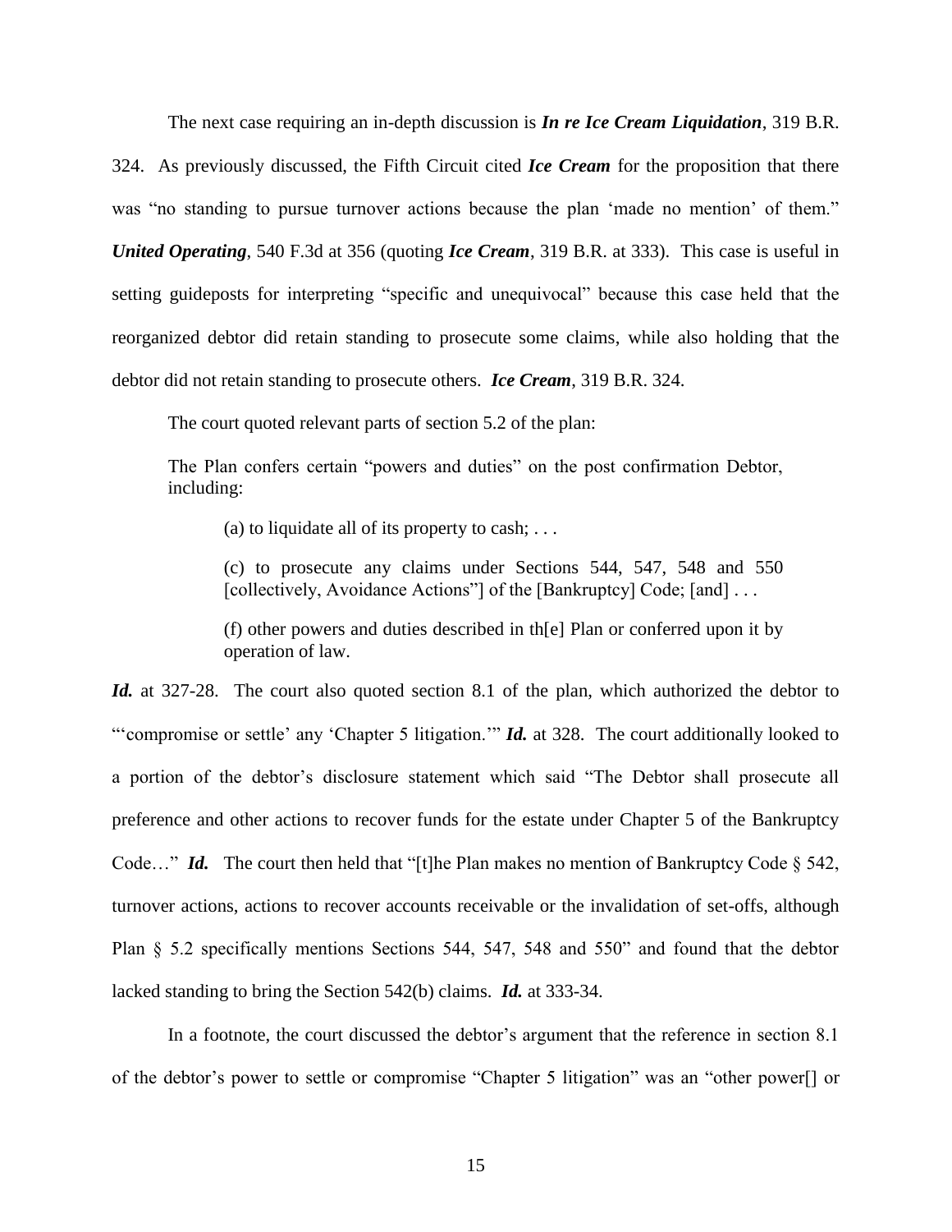The next case requiring an in-depth discussion is ***In re Ice Cream Liquidation***, 319 B.R. 324. As previously discussed, the Fifth Circuit cited ***Ice Cream*** for the proposition that there was "no standing to pursue turnover actions because the plan 'made no mention' of them." ***United Operating***, 540 F.3d at 356 (quoting ***Ice Cream***, 319 B.R. at 333). This case is useful in setting guideposts for interpreting "specific and unequivocal" because this case held that the reorganized debtor did retain standing to prosecute some claims, while also holding that the debtor did not retain standing to prosecute others. ***Ice Cream***, 319 B.R. 324.

The court quoted relevant parts of section 5.2 of the plan:

> The Plan confers certain "powers and duties" on the post confirmation Debtor, including:
>
> > (a) to liquidate all of its property to cash; . . .
> >
> > (c) to prosecute any claims under Sections 544, 547, 548 and 550 [collectively, Avoidance Actions"] of the [Bankruptcy] Code; [and] . . .
> >
> > (f) other powers and duties described in th[e] Plan or conferred upon it by operation of law.

***Id.*** at 327-28. The court also quoted section 8.1 of the plan, which authorized the debtor to "'compromise or settle' any 'Chapter 5 litigation.'" ***Id.*** at 328. The court additionally looked to a portion of the debtor's disclosure statement which said "The Debtor shall prosecute all preference and other actions to recover funds for the estate under Chapter 5 of the Bankruptcy Code…" ***Id.*** The court then held that "[t]he Plan makes no mention of Bankruptcy Code § 542, turnover actions, actions to recover accounts receivable or the invalidation of set-offs, although Plan § 5.2 specifically mentions Sections 544, 547, 548 and 550" and found that the debtor lacked standing to bring the Section 542(b) claims. ***Id.*** at 333-34.

In a footnote, the court discussed the debtor's argument that the reference in section 8.1 of the debtor's power to settle or compromise "Chapter 5 litigation" was an "other power[] or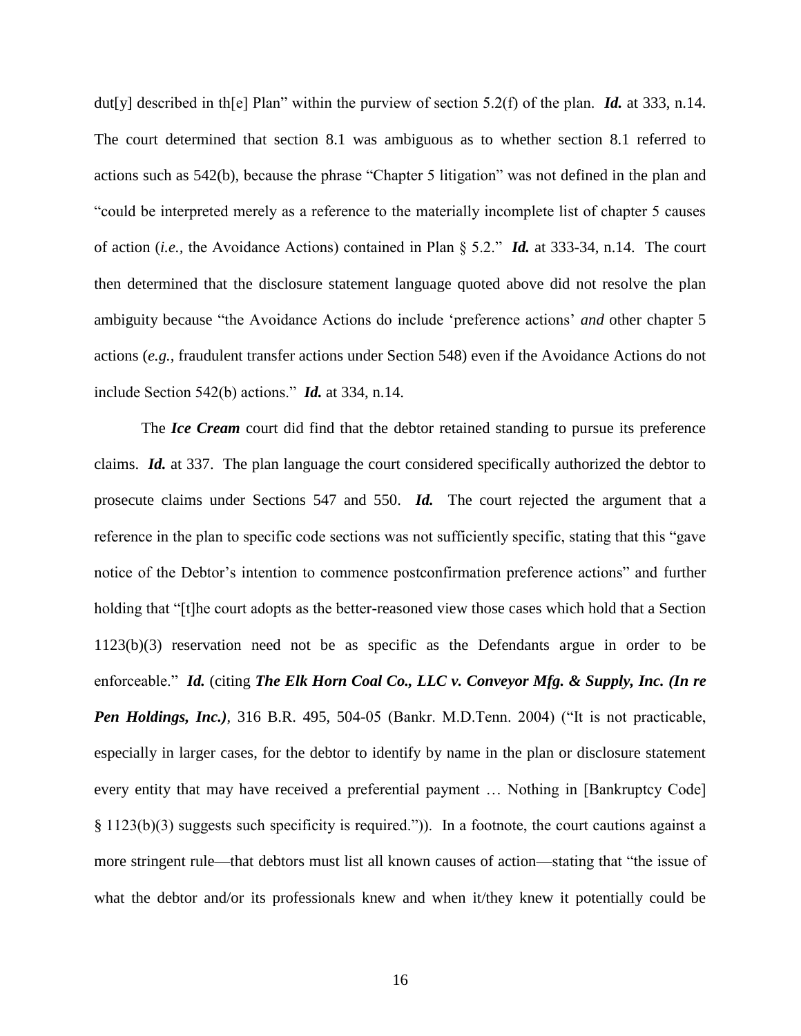dut[y] described in th[e] Plan" within the purview of section 5.2(f) of the plan. ***Id.*** at 333, n.14. The court determined that section 8.1 was ambiguous as to whether section 8.1 referred to actions such as 542(b), because the phrase "Chapter 5 litigation" was not defined in the plan and "could be interpreted merely as a reference to the materially incomplete list of chapter 5 causes of action (*i.e.*, the Avoidance Actions) contained in Plan § 5.2." ***Id.*** at 333-34, n.14. The court then determined that the disclosure statement language quoted above did not resolve the plan ambiguity because "the Avoidance Actions do include 'preference actions' *and* other chapter 5 actions (*e.g.*, fraudulent transfer actions under Section 548) even if the Avoidance Actions do not include Section 542(b) actions." ***Id.*** at 334, n.14.

The ***Ice Cream*** court did find that the debtor retained standing to pursue its preference claims. ***Id.*** at 337. The plan language the court considered specifically authorized the debtor to prosecute claims under Sections 547 and 550. ***Id.*** The court rejected the argument that a reference in the plan to specific code sections was not sufficiently specific, stating that this "gave notice of the Debtor's intention to commence postconfirmation preference actions" and further holding that "[t]he court adopts as the better-reasoned view those cases which hold that a Section 1123(b)(3) reservation need not be as specific as the Defendants argue in order to be enforceable." ***Id.*** (citing ***The Elk Horn Coal Co., LLC v. Conveyor Mfg. & Supply, Inc. (In re Pen Holdings, Inc.)***, 316 B.R. 495, 504-05 (Bankr. M.D.Tenn. 2004) ("It is not practicable, especially in larger cases, for the debtor to identify by name in the plan or disclosure statement every entity that may have received a preferential payment … Nothing in [Bankruptcy Code] § 1123(b)(3) suggests such specificity is required.")). In a footnote, the court cautions against a more stringent rule—that debtors must list all known causes of action—stating that "the issue of what the debtor and/or its professionals knew and when it/they knew it potentially could be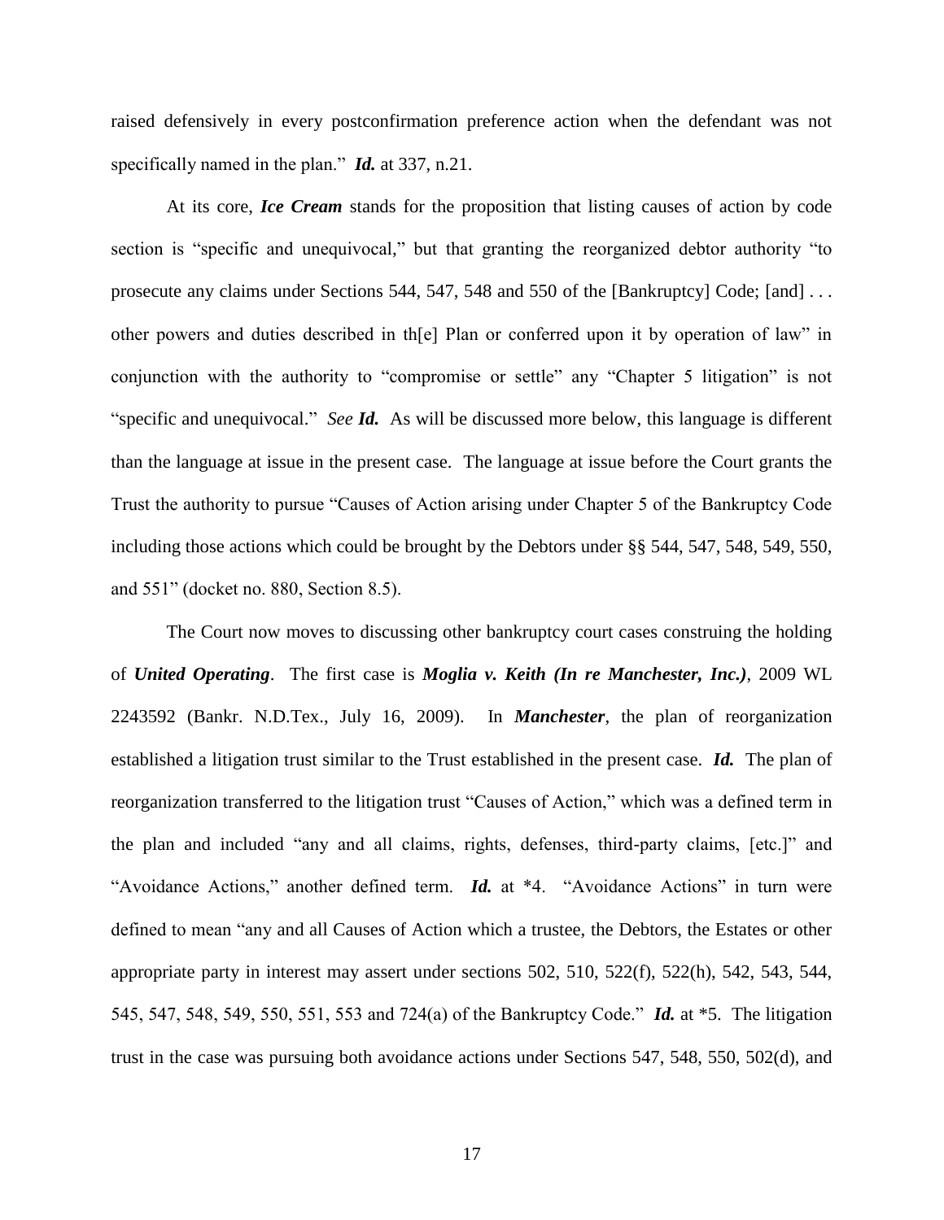raised defensively in every postconfirmation preference action when the defendant was not specifically named in the plan." ***Id.*** at 337, n.21.

At its core, ***Ice Cream*** stands for the proposition that listing causes of action by code section is "specific and unequivocal," but that granting the reorganized debtor authority "to prosecute any claims under Sections 544, 547, 548 and 550 of the [Bankruptcy] Code; [and] . . . other powers and duties described in th[e] Plan or conferred upon it by operation of law" in conjunction with the authority to "compromise or settle" any "Chapter 5 litigation" is not "specific and unequivocal." *See* ***Id.*** As will be discussed more below, this language is different than the language at issue in the present case. The language at issue before the Court grants the Trust the authority to pursue "Causes of Action arising under Chapter 5 of the Bankruptcy Code including those actions which could be brought by the Debtors under §§ 544, 547, 548, 549, 550, and 551" (docket no. 880, Section 8.5).

The Court now moves to discussing other bankruptcy court cases construing the holding of ***United Operating***. The first case is ***Moglia v. Keith (In re Manchester, Inc.)***, 2009 WL 2243592 (Bankr. N.D.Tex., July 16, 2009). In ***Manchester***, the plan of reorganization established a litigation trust similar to the Trust established in the present case. ***Id.*** The plan of reorganization transferred to the litigation trust "Causes of Action," which was a defined term in the plan and included "any and all claims, rights, defenses, third-party claims, [etc.]" and "Avoidance Actions," another defined term. ***Id.*** at *4. "Avoidance Actions" in turn were defined to mean "any and all Causes of Action which a trustee, the Debtors, the Estates or other appropriate party in interest may assert under sections 502, 510, 522(f), 522(h), 542, 543, 544, 545, 547, 548, 549, 550, 551, 553 and 724(a) of the Bankruptcy Code." ***Id.*** at *5. The litigation trust in the case was pursuing both avoidance actions under Sections 547, 548, 550, 502(d), and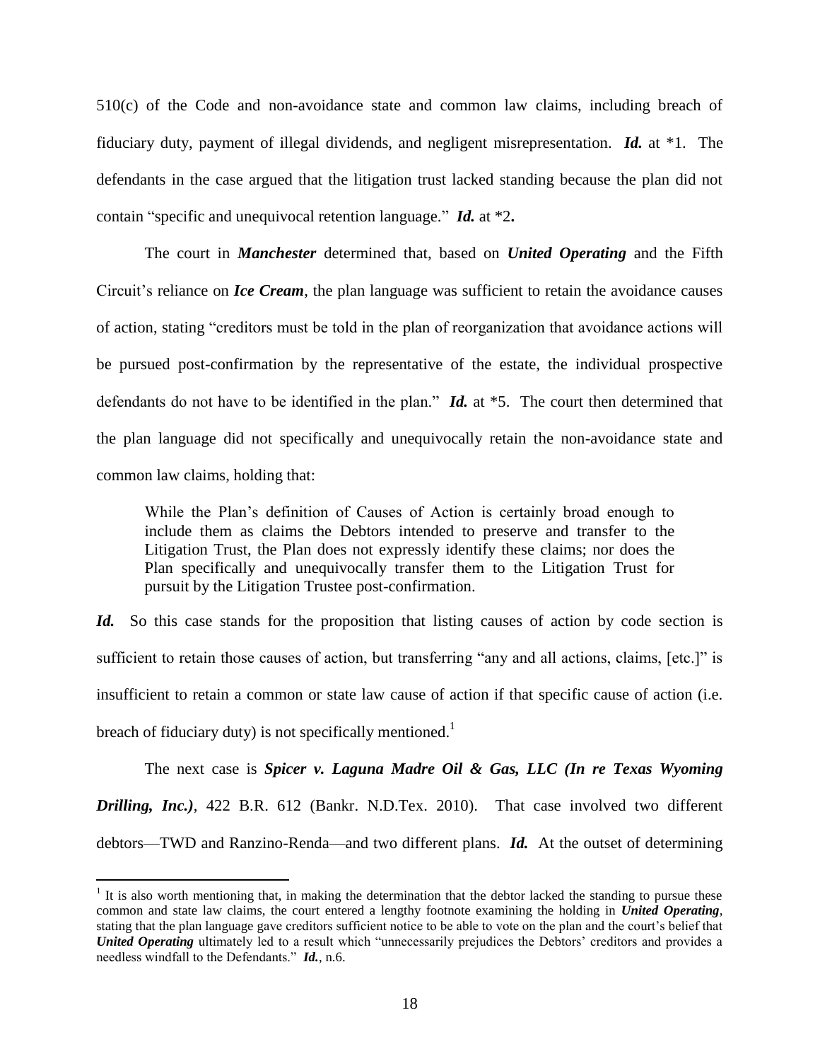510(c) of the Code and non-avoidance state and common law claims, including breach of fiduciary duty, payment of illegal dividends, and negligent misrepresentation. ***Id.*** at *1. The defendants in the case argued that the litigation trust lacked standing because the plan did not contain "specific and unequivocal retention language." ***Id.*** at *2**.**

The court in ***Manchester*** determined that, based on ***United Operating*** and the Fifth Circuit's reliance on ***Ice Cream***, the plan language was sufficient to retain the avoidance causes of action, stating "creditors must be told in the plan of reorganization that avoidance actions will be pursued post-confirmation by the representative of the estate, the individual prospective defendants do not have to be identified in the plan." ***Id.*** at *5. The court then determined that the plan language did not specifically and unequivocally retain the non-avoidance state and common law claims, holding that:

> While the Plan's definition of Causes of Action is certainly broad enough to include them as claims the Debtors intended to preserve and transfer to the Litigation Trust, the Plan does not expressly identify these claims; nor does the Plan specifically and unequivocally transfer them to the Litigation Trust for pursuit by the Litigation Trustee post-confirmation.

***Id.*** So this case stands for the proposition that listing causes of action by code section is sufficient to retain those causes of action, but transferring "any and all actions, claims, [etc.]" is insufficient to retain a common or state law cause of action if that specific cause of action (i.e. breach of fiduciary duty) is not specifically mentioned.[1]

The next case is ***Spicer v. Laguna Madre Oil & Gas, LLC (In re Texas Wyoming Drilling, Inc.)***, 422 B.R. 612 (Bankr. N.D.Tex. 2010). That case involved two different debtors—TWD and Ranzino-Renda—and two different plans. ***Id.*** At the outset of determining

[1] It is also worth mentioning that, in making the determination that the debtor lacked the standing to pursue these common and state law claims, the court entered a lengthy footnote examining the holding in ***United Operating***, stating that the plan language gave creditors sufficient notice to be able to vote on the plan and the court's belief that ***United Operating*** ultimately led to a result which "unnecessarily prejudices the Debtors' creditors and provides a needless windfall to the Defendants." ***Id.***, n.6.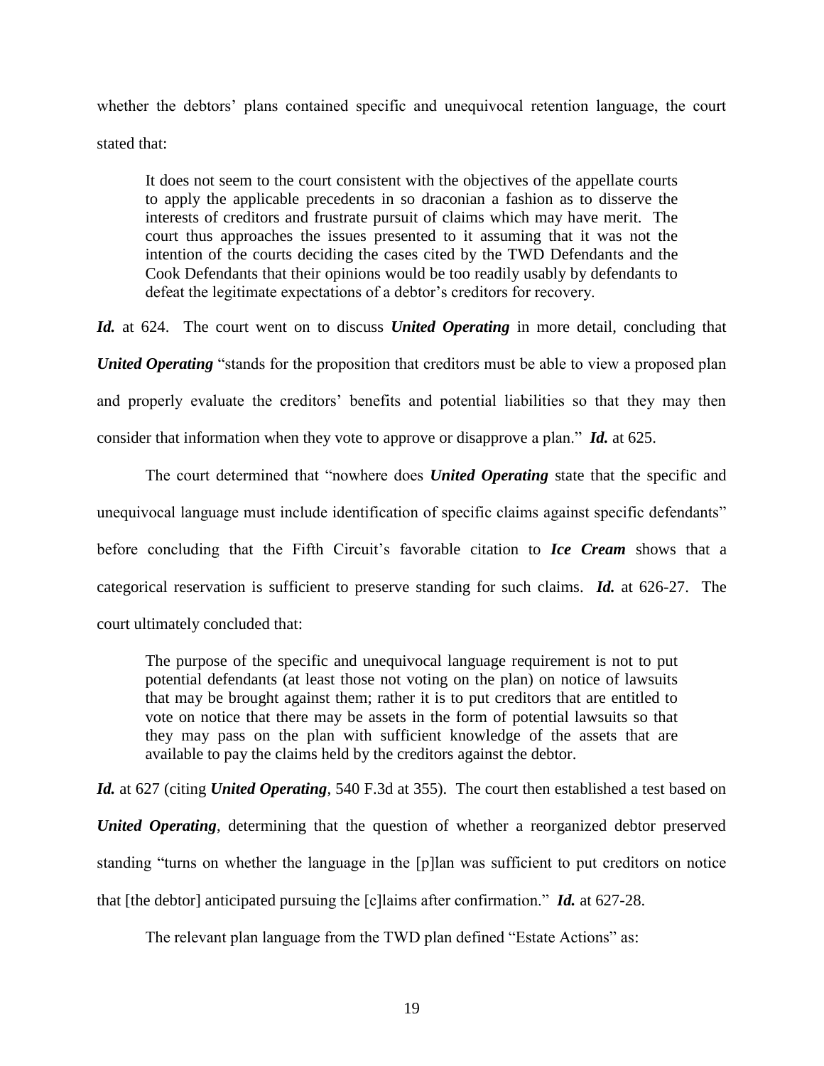whether the debtors' plans contained specific and unequivocal retention language, the court stated that:

> It does not seem to the court consistent with the objectives of the appellate courts to apply the applicable precedents in so draconian a fashion as to disserve the interests of creditors and frustrate pursuit of claims which may have merit. The court thus approaches the issues presented to it assuming that it was not the intention of the courts deciding the cases cited by the TWD Defendants and the Cook Defendants that their opinions would be too readily usably by defendants to defeat the legitimate expectations of a debtor's creditors for recovery.

***Id.*** at 624. The court went on to discuss ***United Operating*** in more detail, concluding that ***United Operating*** "stands for the proposition that creditors must be able to view a proposed plan and properly evaluate the creditors' benefits and potential liabilities so that they may then consider that information when they vote to approve or disapprove a plan." ***Id.*** at 625.

The court determined that "nowhere does ***United Operating*** state that the specific and unequivocal language must include identification of specific claims against specific defendants" before concluding that the Fifth Circuit's favorable citation to ***Ice Cream*** shows that a categorical reservation is sufficient to preserve standing for such claims. ***Id.*** at 626-27. The court ultimately concluded that:

> The purpose of the specific and unequivocal language requirement is not to put potential defendants (at least those not voting on the plan) on notice of lawsuits that may be brought against them; rather it is to put creditors that are entitled to vote on notice that there may be assets in the form of potential lawsuits so that they may pass on the plan with sufficient knowledge of the assets that are available to pay the claims held by the creditors against the debtor.

***Id.*** at 627 (citing ***United Operating***, 540 F.3d at 355). The court then established a test based on ***United Operating***, determining that the question of whether a reorganized debtor preserved standing "turns on whether the language in the [p]lan was sufficient to put creditors on notice that [the debtor] anticipated pursuing the [c]laims after confirmation." ***Id.*** at 627-28.

The relevant plan language from the TWD plan defined "Estate Actions" as: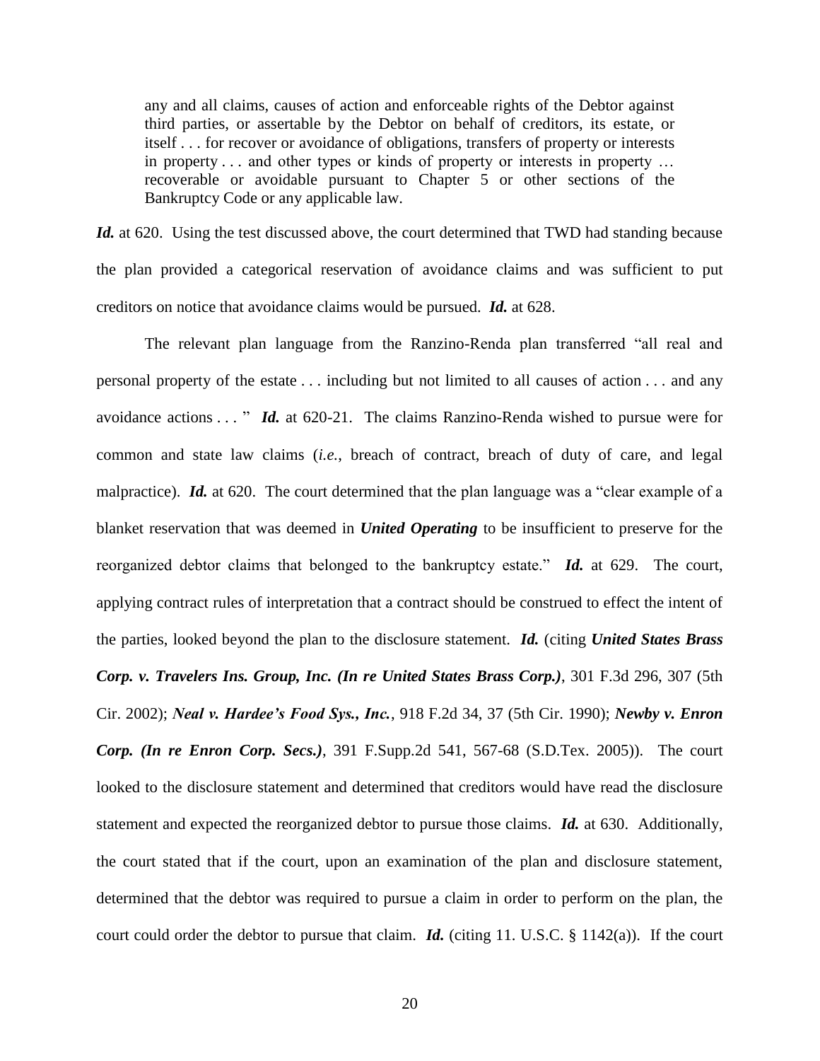> any and all claims, causes of action and enforceable rights of the Debtor against third parties, or assertable by the Debtor on behalf of creditors, its estate, or itself . . . for recover or avoidance of obligations, transfers of property or interests in property . . . and other types or kinds of property or interests in property … recoverable or avoidable pursuant to Chapter 5 or other sections of the Bankruptcy Code or any applicable law.

***Id.*** at 620. Using the test discussed above, the court determined that TWD had standing because the plan provided a categorical reservation of avoidance claims and was sufficient to put creditors on notice that avoidance claims would be pursued. ***Id.*** at 628.

The relevant plan language from the Ranzino-Renda plan transferred "all real and personal property of the estate . . . including but not limited to all causes of action . . . and any avoidance actions . . . " ***Id.*** at 620-21. The claims Ranzino-Renda wished to pursue were for common and state law claims (*i.e.*, breach of contract, breach of duty of care, and legal malpractice). ***Id.*** at 620. The court determined that the plan language was a "clear example of a blanket reservation that was deemed in ***United Operating*** to be insufficient to preserve for the reorganized debtor claims that belonged to the bankruptcy estate." ***Id.*** at 629. The court, applying contract rules of interpretation that a contract should be construed to effect the intent of the parties, looked beyond the plan to the disclosure statement. ***Id.*** (citing ***United States Brass Corp. v. Travelers Ins. Group, Inc. (In re United States Brass Corp.)***, 301 F.3d 296, 307 (5th Cir. 2002); ***Neal v. Hardee's Food Sys., Inc.***, 918 F.2d 34, 37 (5th Cir. 1990); ***Newby v. Enron Corp. (In re Enron Corp. Secs.)***, 391 F.Supp.2d 541, 567-68 (S.D.Tex. 2005)). The court looked to the disclosure statement and determined that creditors would have read the disclosure statement and expected the reorganized debtor to pursue those claims. ***Id.*** at 630. Additionally, the court stated that if the court, upon an examination of the plan and disclosure statement, determined that the debtor was required to pursue a claim in order to perform on the plan, the court could order the debtor to pursue that claim. ***Id.*** (citing 11. U.S.C. § 1142(a)). If the court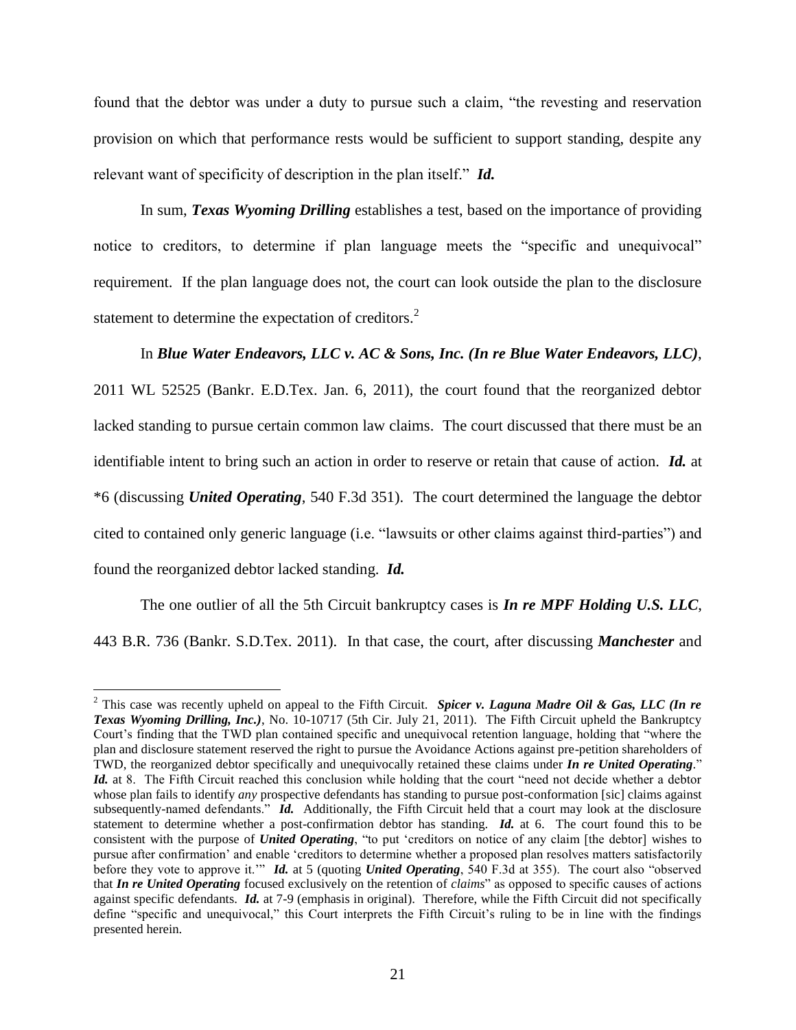found that the debtor was under a duty to pursue such a claim, "the revesting and reservation provision on which that performance rests would be sufficient to support standing, despite any relevant want of specificity of description in the plan itself." ***Id.***

In sum, ***Texas Wyoming Drilling*** establishes a test, based on the importance of providing notice to creditors, to determine if plan language meets the "specific and unequivocal" requirement. If the plan language does not, the court can look outside the plan to the disclosure statement to determine the expectation of creditors.[2]

In ***Blue Water Endeavors, LLC v. AC & Sons, Inc. (In re Blue Water Endeavors, LLC)***, 2011 WL 52525 (Bankr. E.D.Tex. Jan. 6, 2011), the court found that the reorganized debtor lacked standing to pursue certain common law claims. The court discussed that there must be an identifiable intent to bring such an action in order to reserve or retain that cause of action. ***Id.*** at *6 (discussing ***United Operating***, 540 F.3d 351). The court determined the language the debtor cited to contained only generic language (i.e. "lawsuits or other claims against third-parties") and found the reorganized debtor lacked standing. ***Id.***

The one outlier of all the 5th Circuit bankruptcy cases is ***In re MPF Holding U.S. LLC***, 443 B.R. 736 (Bankr. S.D.Tex. 2011). In that case, the court, after discussing ***Manchester*** and

---

[2] This case was recently upheld on appeal to the Fifth Circuit. ***Spicer v. Laguna Madre Oil & Gas, LLC (In re Texas Wyoming Drilling, Inc.)***, No. 10-10717 (5th Cir. July 21, 2011). The Fifth Circuit upheld the Bankruptcy Court's finding that the TWD plan contained specific and unequivocal retention language, holding that "where the plan and disclosure statement reserved the right to pursue the Avoidance Actions against pre-petition shareholders of TWD, the reorganized debtor specifically and unequivocally retained these claims under ***In re United Operating***." ***Id.*** at 8. The Fifth Circuit reached this conclusion while holding that the court "need not decide whether a debtor whose plan fails to identify *any* prospective defendants has standing to pursue post-conformation [sic] claims against subsequently-named defendants." ***Id.*** Additionally, the Fifth Circuit held that a court may look at the disclosure statement to determine whether a post-confirmation debtor has standing. ***Id.*** at 6. The court found this to be consistent with the purpose of ***United Operating***, "to put 'creditors on notice of any claim [the debtor] wishes to pursue after confirmation' and enable 'creditors to determine whether a proposed plan resolves matters satisfactorily before they vote to approve it.'" ***Id.*** at 5 (quoting ***United Operating***, 540 F.3d at 355). The court also "observed that ***In re United Operating*** focused exclusively on the retention of *claims*" as opposed to specific causes of actions against specific defendants. ***Id.*** at 7-9 (emphasis in original). Therefore, while the Fifth Circuit did not specifically define "specific and unequivocal," this Court interprets the Fifth Circuit's ruling to be in line with the findings presented herein.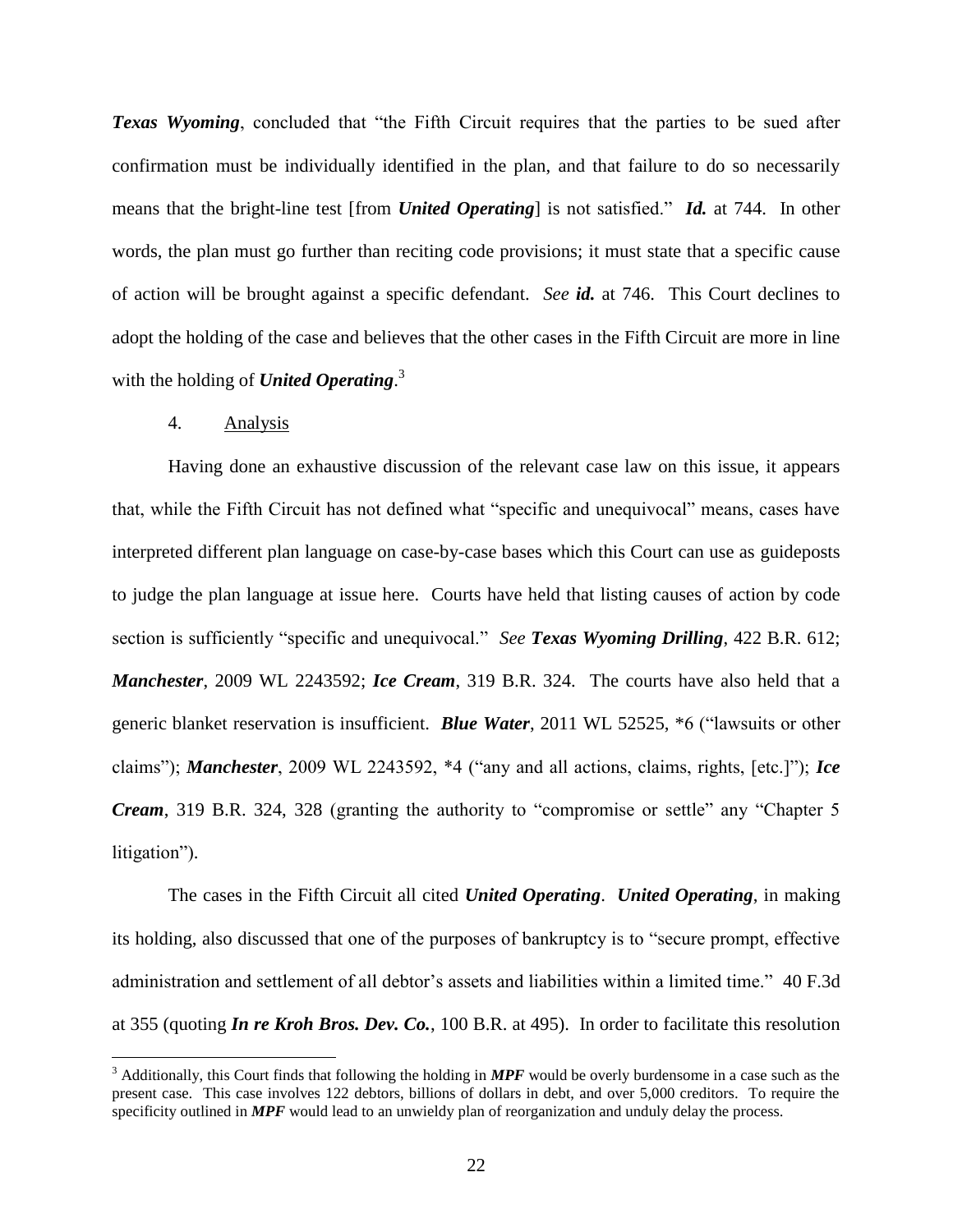***Texas Wyoming***, concluded that "the Fifth Circuit requires that the parties to be sued after confirmation must be individually identified in the plan, and that failure to do so necessarily means that the bright-line test [from ***United Operating***] is not satisfied." ***Id.*** at 744. In other words, the plan must go further than reciting code provisions; it must state that a specific cause of action will be brought against a specific defendant. *See* ***id.*** at 746. This Court declines to adopt the holding of the case and believes that the other cases in the Fifth Circuit are more in line with the holding of ***United Operating***.[3]

4. Analysis

Having done an exhaustive discussion of the relevant case law on this issue, it appears that, while the Fifth Circuit has not defined what "specific and unequivocal" means, cases have interpreted different plan language on case-by-case bases which this Court can use as guideposts to judge the plan language at issue here. Courts have held that listing causes of action by code section is sufficiently "specific and unequivocal." *See* ***Texas Wyoming Drilling***, 422 B.R. 612; ***Manchester***, 2009 WL 2243592; ***Ice Cream***, 319 B.R. 324. The courts have also held that a generic blanket reservation is insufficient. ***Blue Water***, 2011 WL 52525, *6 ("lawsuits or other claims"); ***Manchester***, 2009 WL 2243592, *4 ("any and all actions, claims, rights, [etc.]"); ***Ice Cream***, 319 B.R. 324, 328 (granting the authority to "compromise or settle" any "Chapter 5 litigation").

The cases in the Fifth Circuit all cited ***United Operating***. ***United Operating***, in making its holding, also discussed that one of the purposes of bankruptcy is to "secure prompt, effective administration and settlement of all debtor's assets and liabilities within a limited time." 40 F.3d at 355 (quoting ***In re Kroh Bros. Dev. Co.***, 100 B.R. at 495). In order to facilitate this resolution

[3] Additionally, this Court finds that following the holding in ***MPF*** would be overly burdensome in a case such as the present case. This case involves 122 debtors, billions of dollars in debt, and over 5,000 creditors. To require the specificity outlined in ***MPF*** would lead to an unwieldy plan of reorganization and unduly delay the process.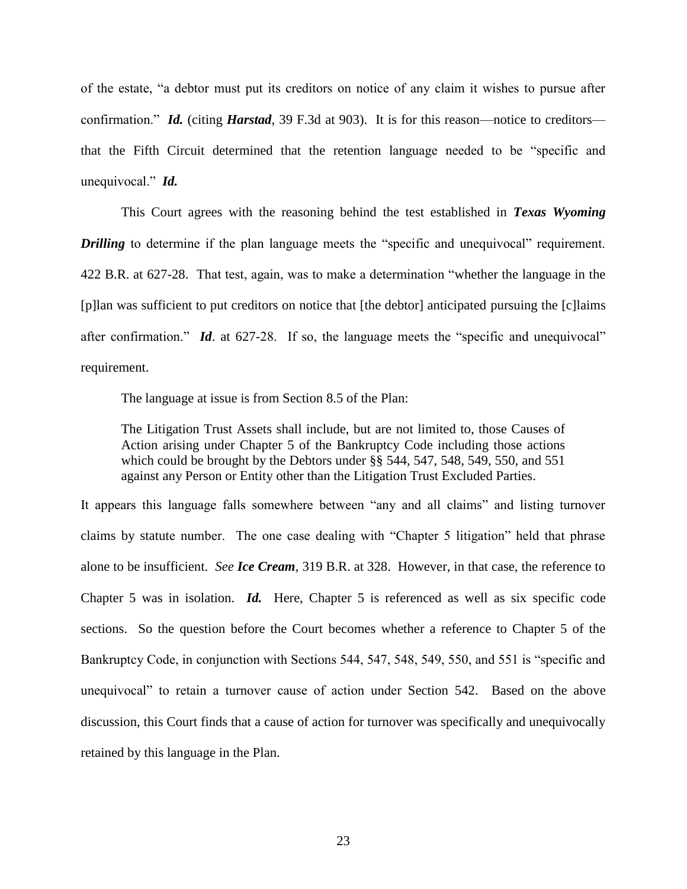of the estate, "a debtor must put its creditors on notice of any claim it wishes to pursue after confirmation." ***Id.*** (citing ***Harstad***, 39 F.3d at 903). It is for this reason—notice to creditors—that the Fifth Circuit determined that the retention language needed to be "specific and unequivocal." ***Id.***

This Court agrees with the reasoning behind the test established in ***Texas Wyoming Drilling*** to determine if the plan language meets the "specific and unequivocal" requirement. 422 B.R. at 627-28. That test, again, was to make a determination "whether the language in the [p]lan was sufficient to put creditors on notice that [the debtor] anticipated pursuing the [c]laims after confirmation." ***Id***. at 627-28. If so, the language meets the "specific and unequivocal" requirement.

The language at issue is from Section 8.5 of the Plan:

> The Litigation Trust Assets shall include, but are not limited to, those Causes of Action arising under Chapter 5 of the Bankruptcy Code including those actions which could be brought by the Debtors under §§ 544, 547, 548, 549, 550, and 551 against any Person or Entity other than the Litigation Trust Excluded Parties.

It appears this language falls somewhere between "any and all claims" and listing turnover claims by statute number. The one case dealing with "Chapter 5 litigation" held that phrase alone to be insufficient. *See* ***Ice Cream***, 319 B.R. at 328. However, in that case, the reference to Chapter 5 was in isolation. ***Id.*** Here, Chapter 5 is referenced as well as six specific code sections. So the question before the Court becomes whether a reference to Chapter 5 of the Bankruptcy Code, in conjunction with Sections 544, 547, 548, 549, 550, and 551 is "specific and unequivocal" to retain a turnover cause of action under Section 542. Based on the above discussion, this Court finds that a cause of action for turnover was specifically and unequivocally retained by this language in the Plan.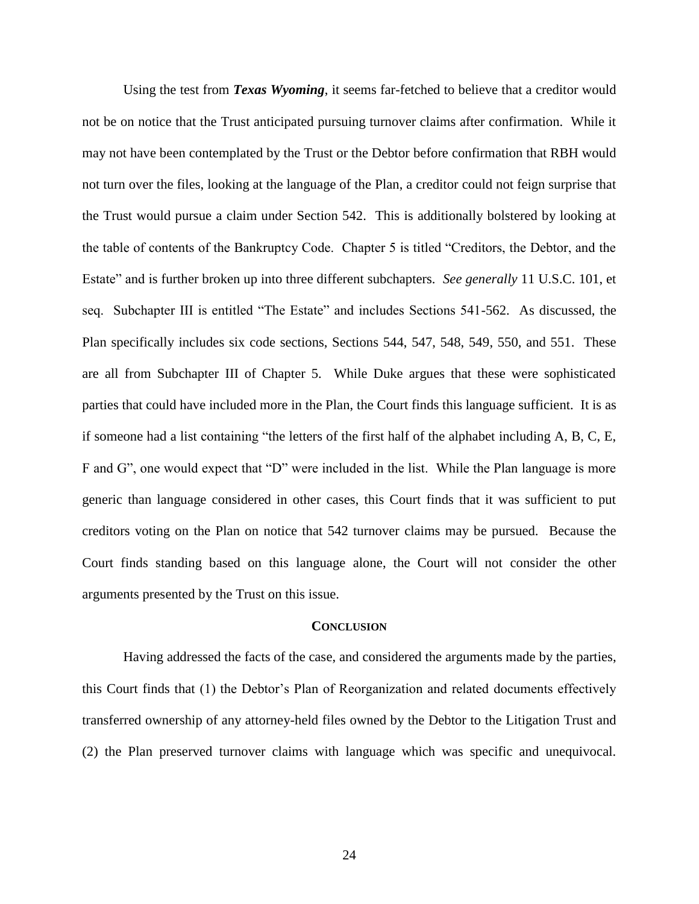Using the test from ***Texas Wyoming***, it seems far-fetched to believe that a creditor would not be on notice that the Trust anticipated pursuing turnover claims after confirmation. While it may not have been contemplated by the Trust or the Debtor before confirmation that RBH would not turn over the files, looking at the language of the Plan, a creditor could not feign surprise that the Trust would pursue a claim under Section 542. This is additionally bolstered by looking at the table of contents of the Bankruptcy Code. Chapter 5 is titled "Creditors, the Debtor, and the Estate" and is further broken up into three different subchapters. *See generally* 11 U.S.C. 101, et seq. Subchapter III is entitled "The Estate" and includes Sections 541-562. As discussed, the Plan specifically includes six code sections, Sections 544, 547, 548, 549, 550, and 551. These are all from Subchapter III of Chapter 5. While Duke argues that these were sophisticated parties that could have included more in the Plan, the Court finds this language sufficient. It is as if someone had a list containing "the letters of the first half of the alphabet including A, B, C, E, F and G", one would expect that "D" were included in the list. While the Plan language is more generic than language considered in other cases, this Court finds that it was sufficient to put creditors voting on the Plan on notice that 542 turnover claims may be pursued. Because the Court finds standing based on this language alone, the Court will not consider the other arguments presented by the Trust on this issue.

## CONCLUSION

Having addressed the facts of the case, and considered the arguments made by the parties, this Court finds that (1) the Debtor's Plan of Reorganization and related documents effectively transferred ownership of any attorney-held files owned by the Debtor to the Litigation Trust and (2) the Plan preserved turnover claims with language which was specific and unequivocal.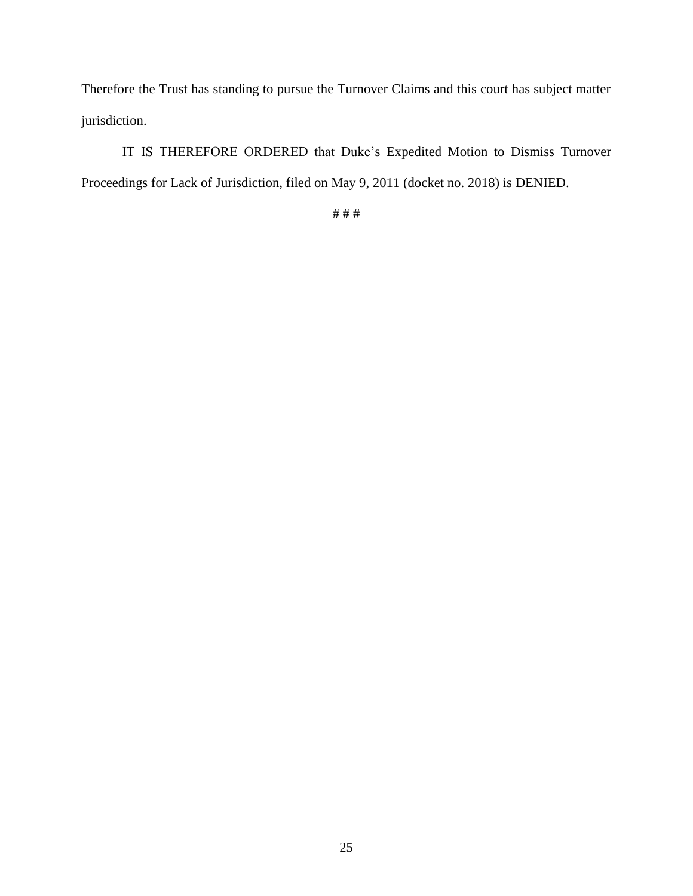Therefore the Trust has standing to pursue the Turnover Claims and this court has subject matter jurisdiction.

IT IS THEREFORE ORDERED that Duke's Expedited Motion to Dismiss Turnover Proceedings for Lack of Jurisdiction, filed on May 9, 2011 (docket no. 2018) is DENIED.

# # #